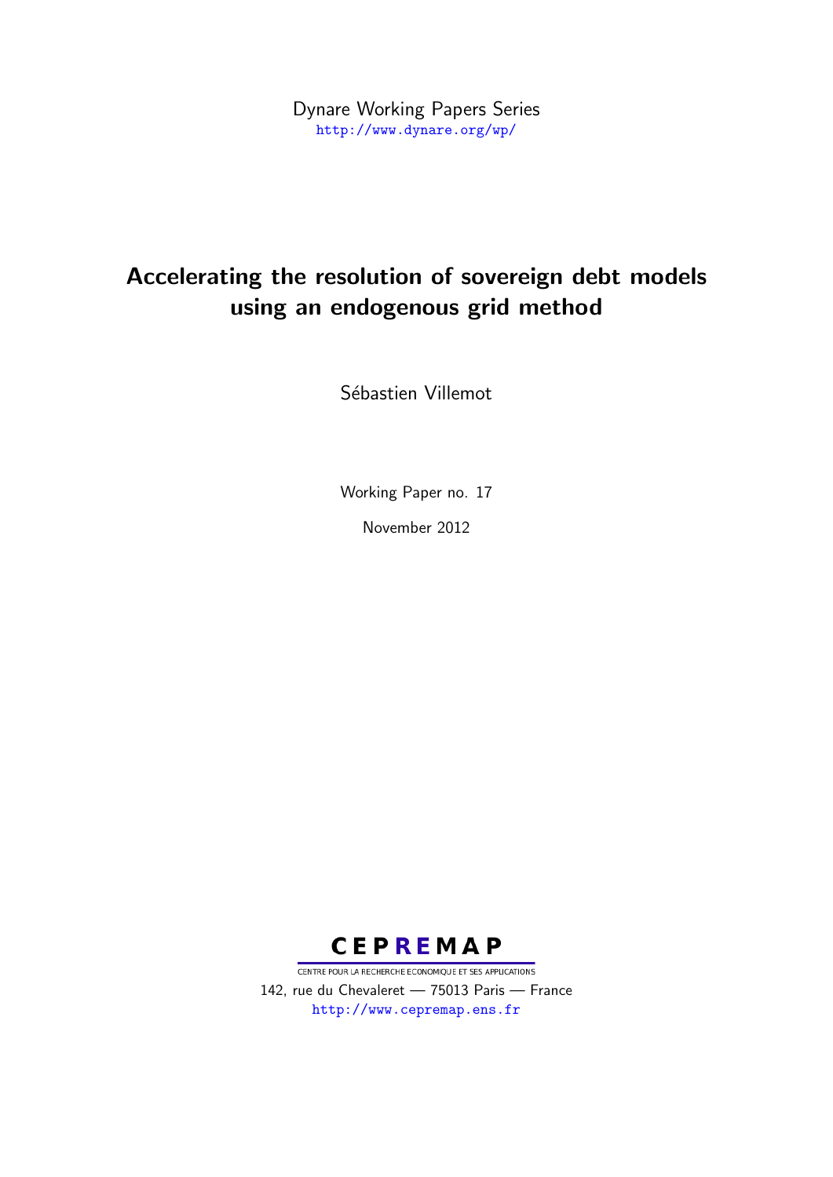Dynare Working Papers Series
http://www.dynare.org/wp/

# Accelerating the resolution of sovereign debt models using an endogenous grid method

Sébastien Villemot

Working Paper no. 17

November 2012

**CEPREMAP**

CENTRE POUR LA RECHERCHE ECONOMIQUE ET SES APPLICATIONS
142, rue du Chevaleret — 75013 Paris — France
http://www.cepremap.ens.fr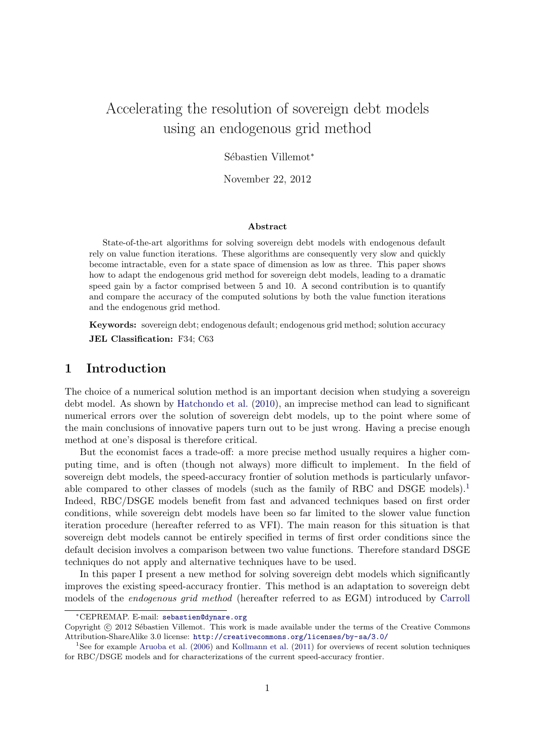# Accelerating the resolution of sovereign debt models using an endogenous grid method

Sébastien Villemot[*]

November 22, 2012

**Abstract**

State-of-the-art algorithms for solving sovereign debt models with endogenous default rely on value function iterations. These algorithms are consequently very slow and quickly become intractable, even for a state space of dimension as low as three. This paper shows how to adapt the endogenous grid method for sovereign debt models, leading to a dramatic speed gain by a factor comprised between 5 and 10. A second contribution is to quantify and compare the accuracy of the computed solutions by both the value function iterations and the endogenous grid method.

**Keywords:** sovereign debt; endogenous default; endogenous grid method; solution accuracy

**JEL Classification:** F34; C63

## 1 Introduction

The choice of a numerical solution method is an important decision when studying a sovereign debt model. As shown by Hatchondo et al. (2010), an imprecise method can lead to significant numerical errors over the solution of sovereign debt models, up to the point where some of the main conclusions of innovative papers turn out to be just wrong. Having a precise enough method at one's disposal is therefore critical.

But the economist faces a trade-off: a more precise method usually requires a higher computing time, and is often (though not always) more difficult to implement. In the field of sovereign debt models, the speed-accuracy frontier of solution methods is particularly unfavorable compared to other classes of models (such as the family of RBC and DSGE models).[1] Indeed, RBC/DSGE models benefit from fast and advanced techniques based on first order conditions, while sovereign debt models have been so far limited to the slower value function iteration procedure (hereafter referred to as VFI). The main reason for this situation is that sovereign debt models cannot be entirely specified in terms of first order conditions since the default decision involves a comparison between two value functions. Therefore standard DSGE techniques do not apply and alternative techniques have to be used.

In this paper I present a new method for solving sovereign debt models which significantly improves the existing speed-accuracy frontier. This method is an adaptation to sovereign debt models of the *endogenous grid method* (hereafter referred to as EGM) introduced by Carroll

---

[*] CEPREMAP. E-mail: sebastien@dynare.org

Copyright © 2012 Sébastien Villemot. This work is made available under the terms of the Creative Commons Attribution-ShareAlike 3.0 license: http://creativecommons.org/licenses/by-sa/3.0/

[1] See for example Aruoba et al. (2006) and Kollmann et al. (2011) for overviews of recent solution techniques for RBC/DSGE models and for characterizations of the current speed-accuracy frontier.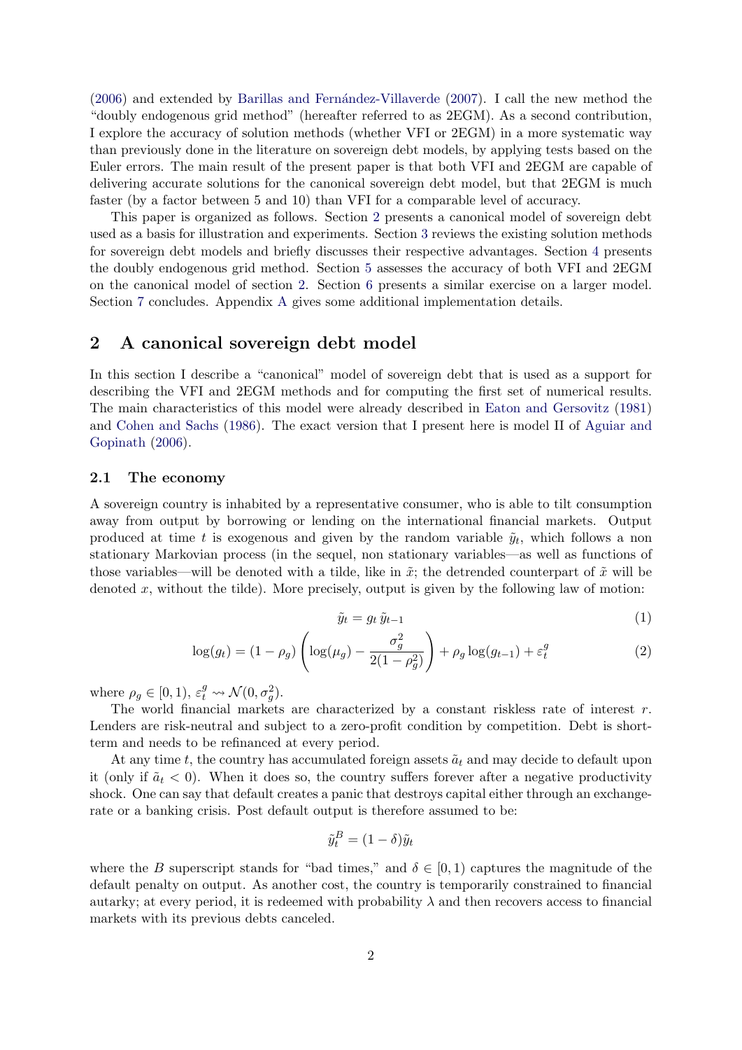(2006) and extended by Barillas and Fernández-Villaverde (2007). I call the new method the "doubly endogenous grid method" (hereafter referred to as 2EGM). As a second contribution, I explore the accuracy of solution methods (whether VFI or 2EGM) in a more systematic way than previously done in the literature on sovereign debt models, by applying tests based on the Euler errors. The main result of the present paper is that both VFI and 2EGM are capable of delivering accurate solutions for the canonical sovereign debt model, but that 2EGM is much faster (by a factor between 5 and 10) than VFI for a comparable level of accuracy.

This paper is organized as follows. Section 2 presents a canonical model of sovereign debt used as a basis for illustration and experiments. Section 3 reviews the existing solution methods for sovereign debt models and briefly discusses their respective advantages. Section 4 presents the doubly endogenous grid method. Section 5 assesses the accuracy of both VFI and 2EGM on the canonical model of section 2. Section 6 presents a similar exercise on a larger model. Section 7 concludes. Appendix A gives some additional implementation details.

## 2 A canonical sovereign debt model

In this section I describe a "canonical" model of sovereign debt that is used as a support for describing the VFI and 2EGM methods and for computing the first set of numerical results. The main characteristics of this model were already described in Eaton and Gersovitz (1981) and Cohen and Sachs (1986). The exact version that I present here is model II of Aguiar and Gopinath (2006).

### 2.1 The economy

A sovereign country is inhabited by a representative consumer, who is able to tilt consumption away from output by borrowing or lending on the international financial markets. Output produced at time $t$ is exogenous and given by the random variable $\tilde{y}_t$, which follows a non stationary Markovian process (in the sequel, non stationary variables—as well as functions of those variables—will be denoted with a tilde, like in $\tilde{x}$; the detrended counterpart of $\tilde{x}$ will be denoted $x$, without the tilde). More precisely, output is given by the following law of motion:

$$\tilde{y}_t = g_t \, \tilde{y}_{t-1} \tag{1}$$

$$\log(g_t) = (1-\rho_g)\left(\log(\mu_g) - \frac{\sigma_g^2}{2(1-\rho_g^2)}\right) + \rho_g \log(g_{t-1}) + \varepsilon_t^g \tag{2}$$

where $\rho_g \in [0,1)$, $\varepsilon_t^g \rightsquigarrow \mathcal{N}(0, \sigma_g^2)$.

The world financial markets are characterized by a constant riskless rate of interest $r$. Lenders are risk-neutral and subject to a zero-profit condition by competition. Debt is short-term and needs to be refinanced at every period.

At any time $t$, the country has accumulated foreign assets $\tilde{a}_t$ and may decide to default upon it (only if $\tilde{a}_t < 0$). When it does so, the country suffers forever after a negative productivity shock. One can say that default creates a panic that destroys capital either through an exchange-rate or a banking crisis. Post default output is therefore assumed to be:

$$\tilde{y}_t^B = (1-\delta)\tilde{y}_t$$

where the $B$ superscript stands for "bad times," and $\delta \in [0,1)$ captures the magnitude of the default penalty on output. As another cost, the country is temporarily constrained to financial autarky; at every period, it is redeemed with probability $\lambda$ and then recovers access to financial markets with its previous debts canceled.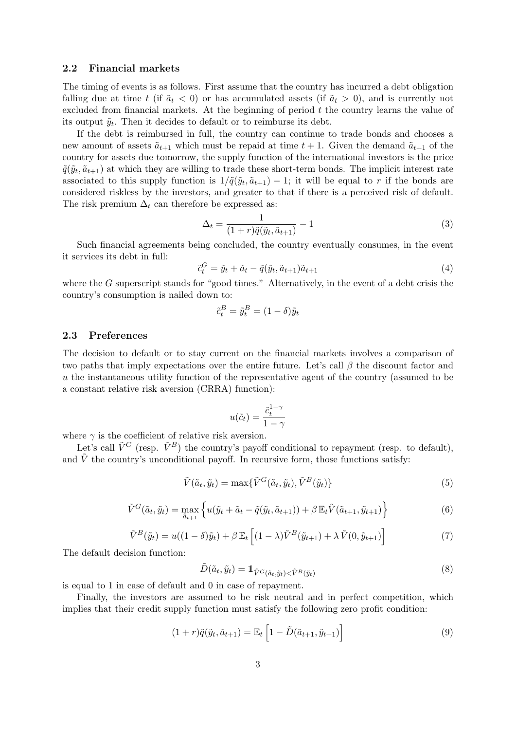### 2.2 Financial markets

The timing of events is as follows. First assume that the country has incurred a debt obligation falling due at time $t$ (if $\tilde{a}_t < 0$) or has accumulated assets (if $\tilde{a}_t > 0$), and is currently not excluded from financial markets. At the beginning of period $t$ the country learns the value of its output $\tilde{y}_t$. Then it decides to default or to reimburse its debt.

If the debt is reimbursed in full, the country can continue to trade bonds and chooses a new amount of assets $\tilde{a}_{t+1}$ which must be repaid at time $t+1$. Given the demand $\tilde{a}_{t+1}$ of the country for assets due tomorrow, the supply function of the international investors is the price $\tilde{q}(\tilde{y}_t, \tilde{a}_{t+1})$ at which they are willing to trade these short-term bonds. The implicit interest rate associated to this supply function is $1/\tilde{q}(\tilde{y}_t, \tilde{a}_{t+1}) - 1$; it will be equal to $r$ if the bonds are considered riskless by the investors, and greater to that if there is a perceived risk of default. The risk premium $\Delta_t$ can therefore be expressed as:

$$\Delta_t = \frac{1}{(1+r)\tilde{q}(\tilde{y}_t, \tilde{a}_{t+1})} - 1 \tag{3}$$

Such financial agreements being concluded, the country eventually consumes, in the event it services its debt in full:

$$\tilde{c}_t^G = \tilde{y}_t + \tilde{a}_t - \tilde{q}(\tilde{y}_t, \tilde{a}_{t+1})\tilde{a}_{t+1} \tag{4}$$

where the $G$ superscript stands for "good times." Alternatively, in the event of a debt crisis the country's consumption is nailed down to:

$$\tilde{c}_t^B = \tilde{y}_t^B = (1-\delta)\tilde{y}_t$$

### 2.3 Preferences

The decision to default or to stay current on the financial markets involves a comparison of two paths that imply expectations over the entire future. Let's call $\beta$ the discount factor and $u$ the instantaneous utility function of the representative agent of the country (assumed to be a constant relative risk aversion (CRRA) function):

$$u(\tilde{c}_t) = \frac{\tilde{c}_t^{1-\gamma}}{1-\gamma}$$

where $\gamma$ is the coefficient of relative risk aversion.

Let's call $\tilde{V}^G$ (resp. $\tilde{V}^B$) the country's payoff conditional to repayment (resp. to default), and $\tilde{V}$ the country's unconditional payoff. In recursive form, those functions satisfy:

$$\tilde{V}(\tilde{a}_t, \tilde{y}_t) = \max\{\tilde{V}^G(\tilde{a}_t, \tilde{y}_t), \tilde{V}^B(\tilde{y}_t)\} \tag{5}$$

$$\tilde{V}^G(\tilde{a}_t, \tilde{y}_t) = \max_{\tilde{a}_{t+1}} \left\{ u(\tilde{y}_t + \tilde{a}_t - \tilde{q}(\tilde{y}_t, \tilde{a}_{t+1})) + \beta\, \mathbb{E}_t \tilde{V}(\tilde{a}_{t+1}, \tilde{y}_{t+1}) \right\} \tag{6}$$

$$\tilde{V}^B(\tilde{y}_t) = u((1-\delta)\tilde{y}_t) + \beta\, \mathbb{E}_t \left[ (1-\lambda)\tilde{V}^B(\tilde{y}_{t+1}) + \lambda\, \tilde{V}(0, \tilde{y}_{t+1}) \right] \tag{7}$$

The default decision function:

$$\tilde{D}(\tilde{a}_t, \tilde{y}_t) = \mathbb{1}_{\tilde{V}^G(\tilde{a}_t, \tilde{y}_t) < \tilde{V}^B(\tilde{y}_t)} \tag{8}$$

is equal to 1 in case of default and 0 in case of repayment.

Finally, the investors are assumed to be risk neutral and in perfect competition, which implies that their credit supply function must satisfy the following zero profit condition:

$$(1+r)\tilde{q}(\tilde{y}_t, \tilde{a}_{t+1}) = \mathbb{E}_t \left[ 1 - \tilde{D}(\tilde{a}_{t+1}, \tilde{y}_{t+1}) \right] \tag{9}$$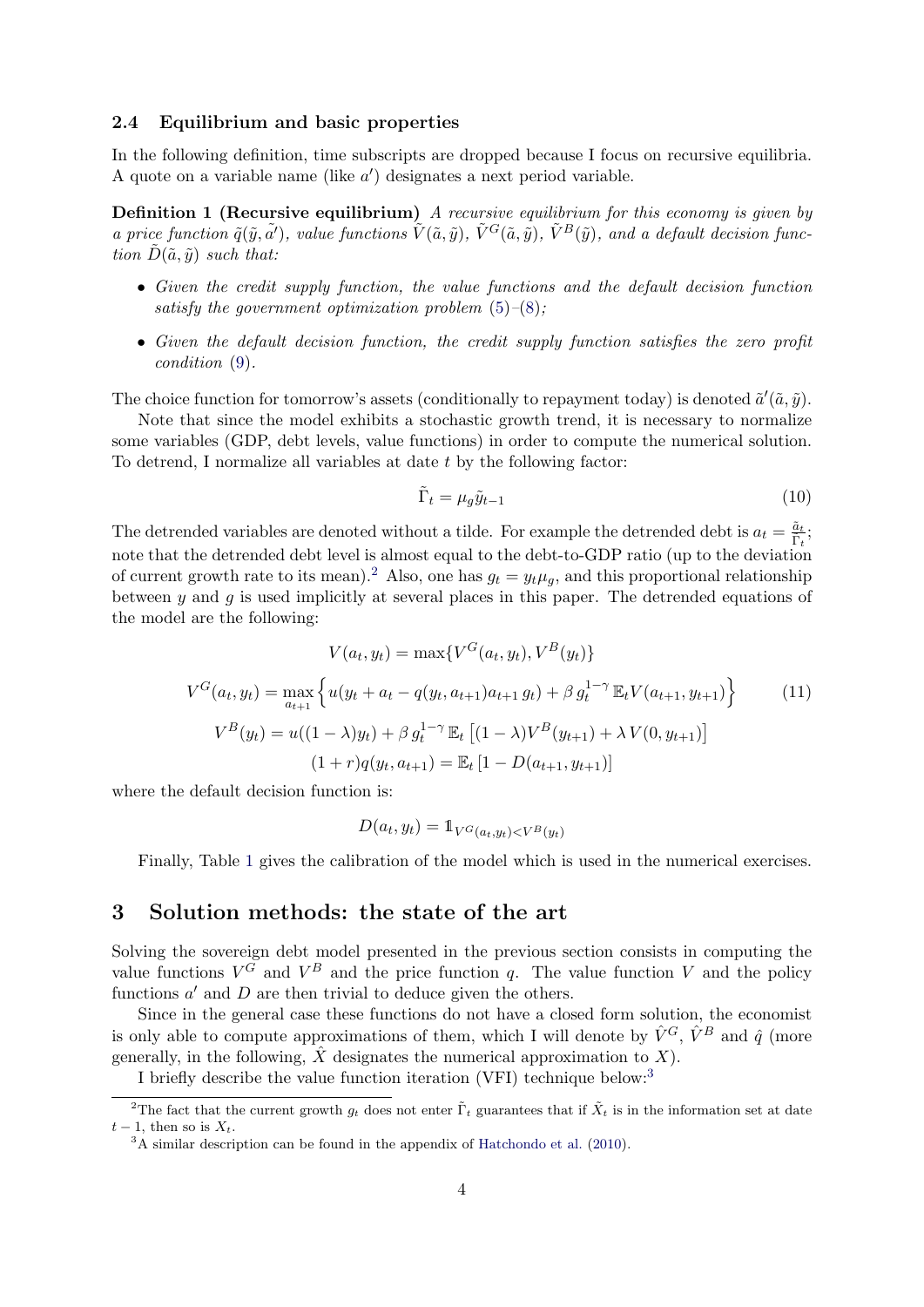### 2.4 Equilibrium and basic properties

In the following definition, time subscripts are dropped because I focus on recursive equilibria. A quote on a variable name (like $a'$) designates a next period variable.

**Definition 1 (Recursive equilibrium)** *A recursive equilibrium for this economy is given by a price function $\tilde{q}(\tilde{y}, \tilde{a'})$, value functions $\tilde{V}(\tilde{a}, \tilde{y})$, $\tilde{V}^G(\tilde{a}, \tilde{y})$, $\tilde{V}^B(\tilde{y})$, and a default decision function $\tilde{D}(\tilde{a}, \tilde{y})$ such that:*

- *Given the credit supply function, the value functions and the default decision function satisfy the government optimization problem (5)–(8);*
- *Given the default decision function, the credit supply function satisfies the zero profit condition (9).*

The choice function for tomorrow's assets (conditionally to repayment today) is denoted $\tilde{a}'(\tilde{a}, \tilde{y})$.

Note that since the model exhibits a stochastic growth trend, it is necessary to normalize some variables (GDP, debt levels, value functions) in order to compute the numerical solution. To detrend, I normalize all variables at date $t$ by the following factor:

$$\tilde{\Gamma}_t = \mu_g \tilde{y}_{t-1} \tag{10}$$

The detrended variables are denoted without a tilde. For example the detrended debt is $a_t = \frac{\tilde{a}_t}{\tilde{\Gamma}_t}$; note that the detrended debt level is almost equal to the debt-to-GDP ratio (up to the deviation of current growth rate to its mean).[2] Also, one has $g_t = y_t \mu_g$, and this proportional relationship between $y$ and $g$ is used implicitly at several places in this paper. The detrended equations of the model are the following:

$$\begin{aligned}
V(a_t, y_t) &= \max\{V^G(a_t, y_t), V^B(y_t)\} \\
V^G(a_t, y_t) &= \max_{a_{t+1}} \left\{ u(y_t + a_t - q(y_t, a_{t+1}) a_{t+1}\, g_t) + \beta\, g_t^{1-\gamma}\, \mathbb{E}_t V(a_{t+1}, y_{t+1}) \right\} \\
V^B(y_t) &= u((1-\lambda) y_t) + \beta\, g_t^{1-\gamma}\, \mathbb{E}_t \left[ (1-\lambda) V^B(y_{t+1}) + \lambda\, V(0, y_{t+1}) \right] \\
(1+r) q(y_t, a_{t+1}) &= \mathbb{E}_t \left[ 1 - D(a_{t+1}, y_{t+1}) \right]
\end{aligned} \tag{11}$$

where the default decision function is:

$$D(a_t, y_t) = \mathbb{1}_{V^G(a_t, y_t) < V^B(y_t)}$$

Finally, Table 1 gives the calibration of the model which is used in the numerical exercises.

## 3 Solution methods: the state of the art

Solving the sovereign debt model presented in the previous section consists in computing the value functions $V^G$ and $V^B$ and the price function $q$. The value function $V$ and the policy functions $a'$ and $D$ are then trivial to deduce given the others.

Since in the general case these functions do not have a closed form solution, the economist is only able to compute approximations of them, which I will denote by $\hat{V}^G$, $\hat{V}^B$ and $\hat{q}$ (more generally, in the following, $\hat{X}$ designates the numerical approximation to $X$).

I briefly describe the value function iteration (VFI) technique below:[3]

---

[2] The fact that the current growth $g_t$ does not enter $\tilde{\Gamma}_t$ guarantees that if $\tilde{X}_t$ is in the information set at date $t-1$, then so is $X_t$.

[3] A similar description can be found in the appendix of Hatchondo et al. (2010).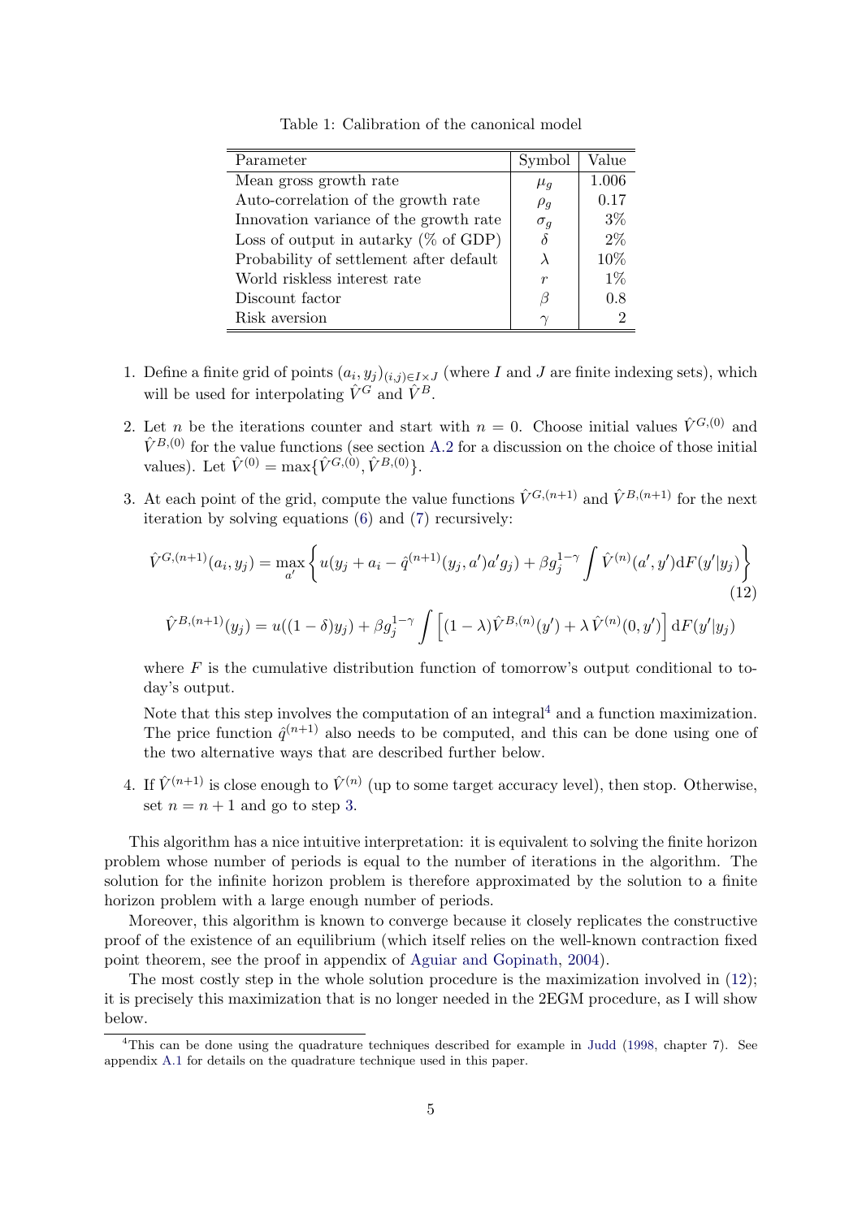Table 1: Calibration of the canonical model

| Parameter | Symbol | Value |
|---|---|---|
| Mean gross growth rate | $\mu_g$ | 1.006 |
| Auto-correlation of the growth rate | $\rho_g$ | 0.17 |
| Innovation variance of the growth rate | $\sigma_g$ | 3% |
| Loss of output in autarky (% of GDP) | $\delta$ | 2% |
| Probability of settlement after default | $\lambda$ | 10% |
| World riskless interest rate | $r$ | 1% |
| Discount factor | $\beta$ | 0.8 |
| Risk aversion | $\gamma$ | 2 |

1. Define a finite grid of points $(a_i, y_j)_{(i,j)\in I\times J}$ (where $I$ and $J$ are finite indexing sets), which will be used for interpolating $\hat{V}^G$ and $\hat{V}^B$.

2. Let $n$ be the iterations counter and start with $n = 0$. Choose initial values $\hat{V}^{G,(0)}$ and $\hat{V}^{B,(0)}$ for the value functions (see section A.2 for a discussion on the choice of those initial values). Let $\hat{V}^{(0)} = \max\{\hat{V}^{G,(0)}, \hat{V}^{B,(0)}\}$.

3. At each point of the grid, compute the value functions $\hat{V}^{G,(n+1)}$ and $\hat{V}^{B,(n+1)}$ for the next iteration by solving equations (6) and (7) recursively:

$$\hat{V}^{G,(n+1)}(a_i, y_j) = \max_{a'} \left\{ u(y_j + a_i - \hat{q}^{(n+1)}(y_j, a')a'g_j) + \beta g_j^{1-\gamma} \int \hat{V}^{(n)}(a', y')\mathrm{d}F(y'|y_j) \right\} \tag{12}$$

$$\hat{V}^{B,(n+1)}(y_j) = u((1-\delta)y_j) + \beta g_j^{1-\gamma} \int \left[ (1-\lambda)\hat{V}^{B,(n)}(y') + \lambda\, \hat{V}^{(n)}(0, y') \right] \mathrm{d}F(y'|y_j)$$

where $F$ is the cumulative distribution function of tomorrow's output conditional to today's output.

Note that this step involves the computation of an integral[4] and a function maximization. The price function $\hat{q}^{(n+1)}$ also needs to be computed, and this can be done using one of the two alternative ways that are described further below.

4. If $\hat{V}^{(n+1)}$ is close enough to $\hat{V}^{(n)}$ (up to some target accuracy level), then stop. Otherwise, set $n = n + 1$ and go to step 3.

This algorithm has a nice intuitive interpretation: it is equivalent to solving the finite horizon problem whose number of periods is equal to the number of iterations in the algorithm. The solution for the infinite horizon problem is therefore approximated by the solution to a finite horizon problem with a large enough number of periods.

Moreover, this algorithm is known to converge because it closely replicates the constructive proof of the existence of an equilibrium (which itself relies on the well-known contraction fixed point theorem, see the proof in appendix of Aguiar and Gopinath, 2004).

The most costly step in the whole solution procedure is the maximization involved in (12); it is precisely this maximization that is no longer needed in the 2EGM procedure, as I will show below.

[4] This can be done using the quadrature techniques described for example in Judd (1998, chapter 7). See appendix A.1 for details on the quadrature technique used in this paper.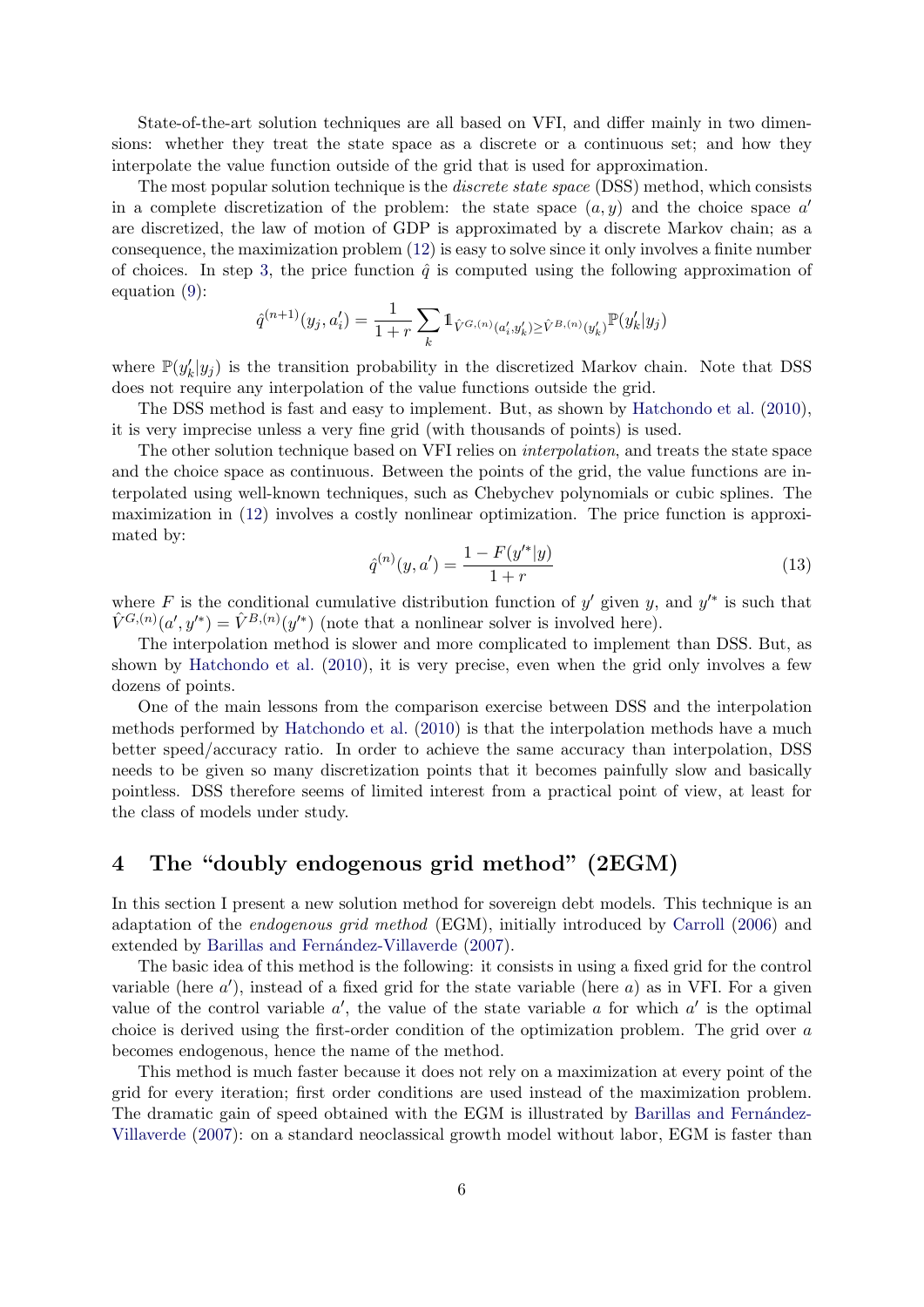State-of-the-art solution techniques are all based on VFI, and differ mainly in two dimensions: whether they treat the state space as a discrete or a continuous set; and how they interpolate the value function outside of the grid that is used for approximation.

The most popular solution technique is the *discrete state space* (DSS) method, which consists in a complete discretization of the problem: the state space $(a, y)$ and the choice space $a'$ are discretized, the law of motion of GDP is approximated by a discrete Markov chain; as a consequence, the maximization problem (12) is easy to solve since it only involves a finite number of choices. In step 3, the price function $\hat{q}$ is computed using the following approximation of equation (9):

$$\hat{q}^{(n+1)}(y_j, a'_i) = \frac{1}{1+r} \sum_k \mathbb{1}_{\hat{V}^{G,(n)}(a'_i, y'_k) \geq \hat{V}^{B,(n)}(y'_k)} \mathbb{P}(y'_k | y_j)$$

where $\mathbb{P}(y'_k | y_j)$ is the transition probability in the discretized Markov chain. Note that DSS does not require any interpolation of the value functions outside the grid.

The DSS method is fast and easy to implement. But, as shown by Hatchondo et al. (2010), it is very imprecise unless a very fine grid (with thousands of points) is used.

The other solution technique based on VFI relies on *interpolation*, and treats the state space and the choice space as continuous. Between the points of the grid, the value functions are interpolated using well-known techniques, such as Chebychev polynomials or cubic splines. The maximization in (12) involves a costly nonlinear optimization. The price function is approximated by:

$$\hat{q}^{(n)}(y, a') = \frac{1 - F(y'^* | y)}{1+r} \tag{13}$$

where $F$ is the conditional cumulative distribution function of $y'$ given $y$, and $y'^*$ is such that $\hat{V}^{G,(n)}(a', y'^*) = \hat{V}^{B,(n)}(y'^*)$ (note that a nonlinear solver is involved here).

The interpolation method is slower and more complicated to implement than DSS. But, as shown by Hatchondo et al. (2010), it is very precise, even when the grid only involves a few dozens of points.

One of the main lessons from the comparison exercise between DSS and the interpolation methods performed by Hatchondo et al. (2010) is that the interpolation methods have a much better speed/accuracy ratio. In order to achieve the same accuracy than interpolation, DSS needs to be given so many discretization points that it becomes painfully slow and basically pointless. DSS therefore seems of limited interest from a practical point of view, at least for the class of models under study.

## 4 The "doubly endogenous grid method" (2EGM)

In this section I present a new solution method for sovereign debt models. This technique is an adaptation of the *endogenous grid method* (EGM), initially introduced by Carroll (2006) and extended by Barillas and Fernández-Villaverde (2007).

The basic idea of this method is the following: it consists in using a fixed grid for the control variable (here $a'$), instead of a fixed grid for the state variable (here $a$) as in VFI. For a given value of the control variable $a'$, the value of the state variable $a$ for which $a'$ is the optimal choice is derived using the first-order condition of the optimization problem. The grid over $a$ becomes endogenous, hence the name of the method.

This method is much faster because it does not rely on a maximization at every point of the grid for every iteration; first order conditions are used instead of the maximization problem. The dramatic gain of speed obtained with the EGM is illustrated by Barillas and Fernández-Villaverde (2007): on a standard neoclassical growth model without labor, EGM is faster than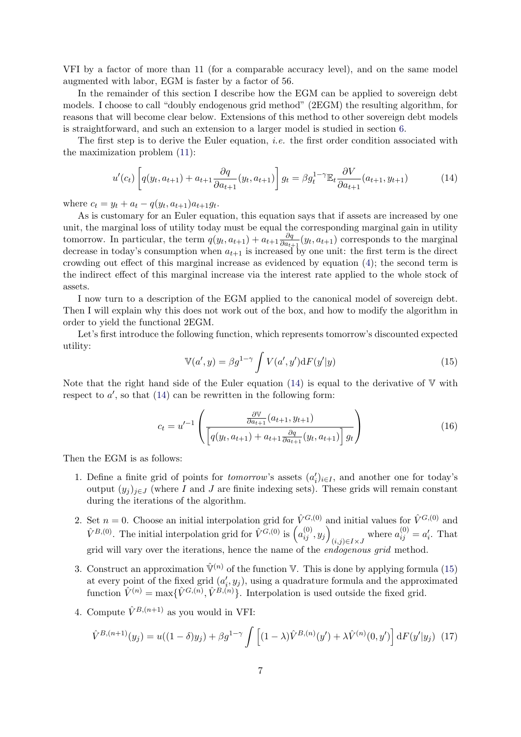VFI by a factor of more than 11 (for a comparable accuracy level), and on the same model augmented with labor, EGM is faster by a factor of 56.

In the remainder of this section I describe how the EGM can be applied to sovereign debt models. I choose to call "doubly endogenous grid method" (2EGM) the resulting algorithm, for reasons that will become clear below. Extensions of this method to other sovereign debt models is straightforward, and such an extension to a larger model is studied in section 6.

The first step is to derive the Euler equation, *i.e.* the first order condition associated with the maximization problem (11):

$$u'(c_t)\left[q(y_t,a_{t+1}) + a_{t+1}\frac{\partial q}{\partial a_{t+1}}(y_t,a_{t+1})\right]g_t = \beta g_t^{1-\gamma}\mathbb{E}_t\frac{\partial V}{\partial a_{t+1}}(a_{t+1},y_{t+1}) \tag{14}$$

where $c_t = y_t + a_t - q(y_t,a_{t+1})a_{t+1}g_t$.

As is customary for an Euler equation, this equation says that if assets are increased by one unit, the marginal loss of utility today must be equal the corresponding marginal gain in utility tomorrow. In particular, the term $q(y_t,a_{t+1}) + a_{t+1}\frac{\partial q}{\partial a_{t+1}}(y_t,a_{t+1})$ corresponds to the marginal decrease in today's consumption when $a_{t+1}$ is increased by one unit: the first term is the direct crowding out effect of this marginal increase as evidenced by equation (4); the second term is the indirect effect of this marginal increase via the interest rate applied to the whole stock of assets.

I now turn to a description of the EGM applied to the canonical model of sovereign debt. Then I will explain why this does not work out of the box, and how to modify the algorithm in order to yield the functional 2EGM.

Let's first introduce the following function, which represents tomorrow's discounted expected utility:

$$\mathbb{V}(a',y) = \beta g^{1-\gamma}\int V(a',y')\mathrm{d}F(y'|y) \tag{15}$$

Note that the right hand side of the Euler equation (14) is equal to the derivative of $\mathbb{V}$ with respect to $a'$, so that (14) can be rewritten in the following form:

$$c_t = u'^{-1}\left(\frac{\frac{\partial \mathbb{V}}{\partial a_{t+1}}(a_{t+1},y_{t+1})}{\left[q(y_t,a_{t+1}) + a_{t+1}\frac{\partial q}{\partial a_{t+1}}(y_t,a_{t+1})\right]g_t}\right) \tag{16}$$

Then the EGM is as follows:

1. Define a finite grid of points for *tomorrow*'s assets $(a'_i)_{i\in I}$, and another one for today's output $(y_j)_{j\in J}$ (where $I$ and $J$ are finite indexing sets). These grids will remain constant during the iterations of the algorithm.
2. Set $n=0$. Choose an initial interpolation grid for $\hat{V}^{G,(0)}$ and initial values for $\hat{V}^{G,(0)}$ and $\hat{V}^{B,(0)}$. The initial interpolation grid for $\hat{V}^{G,(0)}$ is $\left(a_{ij}^{(0)},y_j\right)_{(i,j)\in I\times J}$ where $a_{ij}^{(0)} = a'_i$. That grid will vary over the iterations, hence the name of the *endogenous grid* method.
3. Construct an approximation $\hat{\mathbb{V}}^{(n)}$ of the function $\mathbb{V}$. This is done by applying formula (15) at every point of the fixed grid $(a'_i,y_j)$, using a quadrature formula and the approximated function $\hat{V}^{(n)} = \max\{\hat{V}^{G,(n)},\hat{V}^{B,(n)}\}$. Interpolation is used outside the fixed grid.
4. Compute $\hat{V}^{B,(n+1)}$ as you would in VFI:

$$\hat{V}^{B,(n+1)}(y_j) = u((1-\delta)y_j) + \beta g^{1-\gamma}\int\left[(1-\lambda)\hat{V}^{B,(n)}(y') + \lambda\hat{V}^{(n)}(0,y')\right]\mathrm{d}F(y'|y_j) \tag{17}$$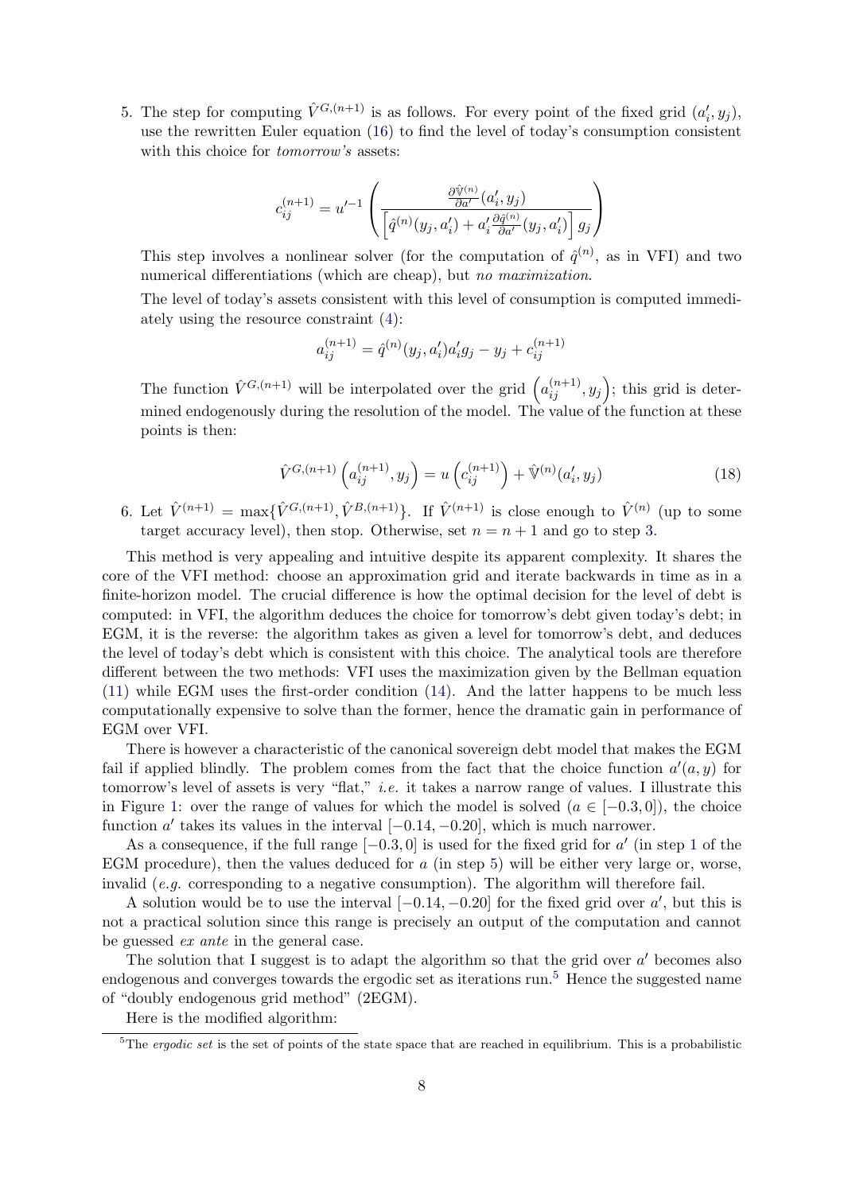5. The step for computing $\hat{V}^{G,(n+1)}$ is as follows. For every point of the fixed grid $(a'_i, y_j)$, use the rewritten Euler equation (16) to find the level of today's consumption consistent with this choice for *tomorrow's* assets:

$$c_{ij}^{(n+1)} = u'^{-1}\left(\frac{\frac{\partial \hat{\mathbb{V}}^{(n)}}{\partial a'}(a'_i, y_j)}{\left[\hat{q}^{(n)}(y_j, a'_i) + a'_i \frac{\partial \hat{q}^{(n)}}{\partial a'}(y_j, a'_i)\right] g_j}\right)$$

   This step involves a nonlinear solver (for the computation of $\hat{q}^{(n)}$, as in VFI) and two numerical differentiations (which are cheap), but *no maximization*.

   The level of today's assets consistent with this level of consumption is computed immediately using the resource constraint (4):

$$a_{ij}^{(n+1)} = \hat{q}^{(n)}(y_j, a'_i)a'_i g_j - y_j + c_{ij}^{(n+1)}$$

   The function $\hat{V}^{G,(n+1)}$ will be interpolated over the grid $\left(a_{ij}^{(n+1)}, y_j\right)$; this grid is determined endogenously during the resolution of the model. The value of the function at these points is then:

$$\hat{V}^{G,(n+1)}\left(a_{ij}^{(n+1)}, y_j\right) = u\left(c_{ij}^{(n+1)}\right) + \hat{\mathbb{V}}^{(n)}(a'_i, y_j) \tag{18}$$

6. Let $\hat{V}^{(n+1)} = \max\{\hat{V}^{G,(n+1)}, \hat{V}^{B,(n+1)}\}$. If $\hat{V}^{(n+1)}$ is close enough to $\hat{V}^{(n)}$ (up to some target accuracy level), then stop. Otherwise, set $n = n + 1$ and go to step 3.

This method is very appealing and intuitive despite its apparent complexity. It shares the core of the VFI method: choose an approximation grid and iterate backwards in time as in a finite-horizon model. The crucial difference is how the optimal decision for the level of debt is computed: in VFI, the algorithm deduces the choice for tomorrow's debt given today's debt; in EGM, it is the reverse: the algorithm takes as given a level for tomorrow's debt, and deduces the level of today's debt which is consistent with this choice. The analytical tools are therefore different between the two methods: VFI uses the maximization given by the Bellman equation (11) while EGM uses the first-order condition (14). And the latter happens to be much less computationally expensive to solve than the former, hence the dramatic gain in performance of EGM over VFI.

There is however a characteristic of the canonical sovereign debt model that makes the EGM fail if applied blindly. The problem comes from the fact that the choice function $a'(a, y)$ for tomorrow's level of assets is very "flat," *i.e.* it takes a narrow range of values. I illustrate this in Figure 1: over the range of values for which the model is solved ($a \in [-0.3, 0]$), the choice function $a'$ takes its values in the interval $[-0.14, -0.20]$, which is much narrower.

As a consequence, if the full range $[-0.3, 0]$ is used for the fixed grid for $a'$ (in step 1 of the EGM procedure), then the values deduced for $a$ (in step 5) will be either very large or, worse, invalid (*e.g.* corresponding to a negative consumption). The algorithm will therefore fail.

A solution would be to use the interval $[-0.14, -0.20]$ for the fixed grid over $a'$, but this is not a practical solution since this range is precisely an output of the computation and cannot be guessed *ex ante* in the general case.

The solution that I suggest is to adapt the algorithm so that the grid over $a'$ becomes also endogenous and converges towards the ergodic set as iterations run.[5] Hence the suggested name of "doubly endogenous grid method" (2EGM).

Here is the modified algorithm:

[5] The *ergodic set* is the set of points of the state space that are reached in equilibrium. This is a probabilistic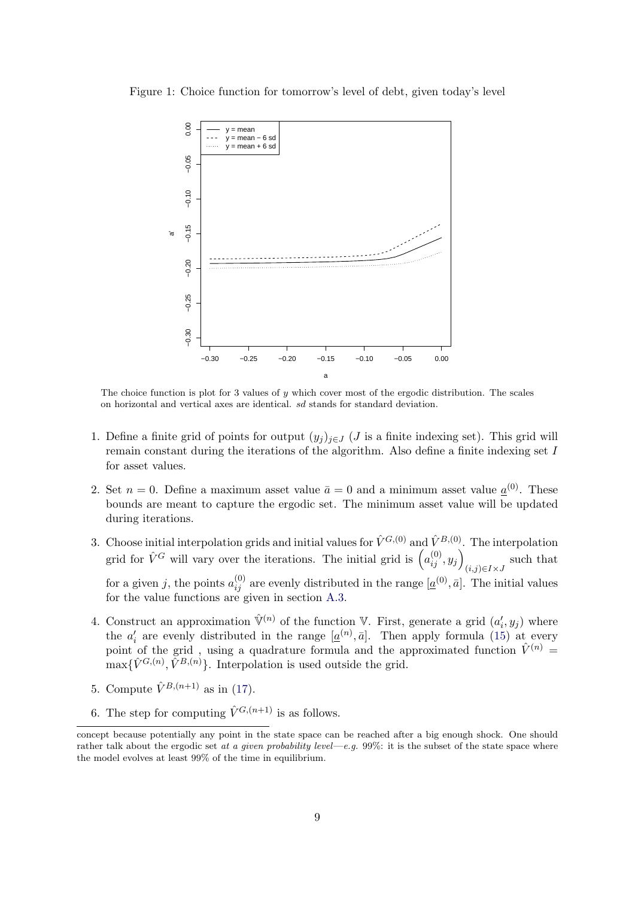Figure 1: Choice function for tomorrow's level of debt, given today's level

The choice function is plot for 3 values of $y$ which cover most of the ergodic distribution. The scales on horizontal and vertical axes are identical. *sd* stands for standard deviation.

1. Define a finite grid of points for output $(y_j)_{j \in J}$ ($J$ is a finite indexing set). This grid will remain constant during the iterations of the algorithm. Also define a finite indexing set $I$ for asset values.

2. Set $n = 0$. Define a maximum asset value $\bar{a} = 0$ and a minimum asset value $\underline{a}^{(0)}$. These bounds are meant to capture the ergodic set. The minimum asset value will be updated during iterations.

3. Choose initial interpolation grids and initial values for $\hat{V}^{G,(0)}$ and $\hat{V}^{B,(0)}$. The interpolation grid for $\hat{V}^G$ will vary over the iterations. The initial grid is $\left(a_{ij}^{(0)}, y_j\right)_{(i,j) \in I \times J}$ such that for a given $j$, the points $a_{ij}^{(0)}$ are evenly distributed in the range $[\underline{a}^{(0)}, \bar{a}]$. The initial values for the value functions are given in section A.3.

4. Construct an approximation $\hat{\mathbb{V}}^{(n)}$ of the function $\mathbb{V}$. First, generate a grid $(a'_i, y_j)$ where the $a'_i$ are evenly distributed in the range $[\underline{a}^{(n)}, \bar{a}]$. Then apply formula (15) at every point of the grid , using a quadrature formula and the approximated function $\hat{V}^{(n)} = \max\{\hat{V}^{G,(n)}, \hat{V}^{B,(n)}\}$. Interpolation is used outside the grid.

5. Compute $\hat{V}^{B,(n+1)}$ as in (17).

6. The step for computing $\hat{V}^{G,(n+1)}$ is as follows.

concept because potentially any point in the state space can be reached after a big enough shock. One should rather talk about the ergodic set *at a given probability level—e.g.* 99%: it is the subset of the state space where the model evolves at least 99% of the time in equilibrium.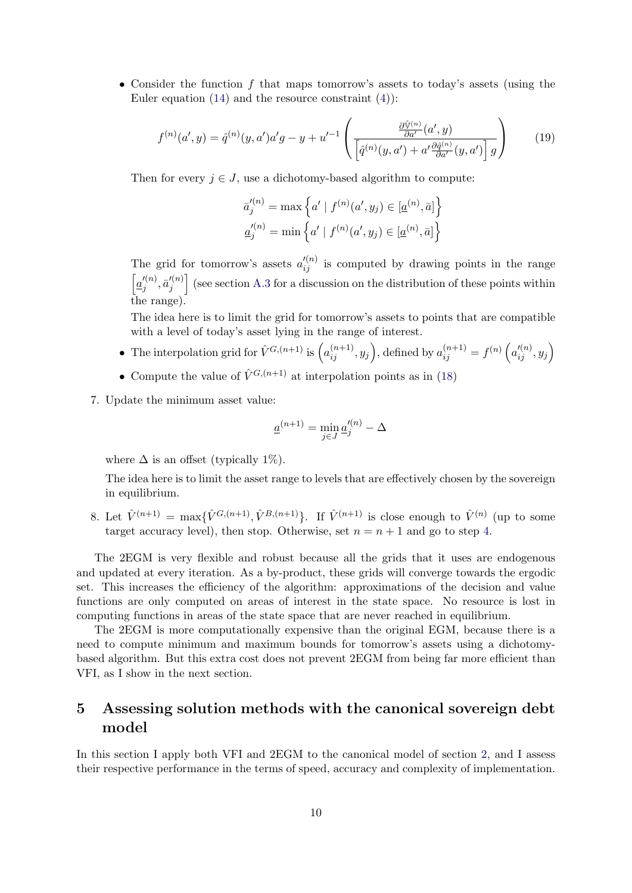- Consider the function $f$ that maps tomorrow's assets to today's assets (using the Euler equation (14) and the resource constraint (4)):

$$f^{(n)}(a', y) = \hat{q}^{(n)}(y, a')a'g - y + u'^{-1}\left(\frac{\frac{\partial \hat{\mathbb{V}}^{(n)}}{\partial a'}(a', y)}{\left[\hat{q}^{(n)}(y, a') + a'\frac{\partial \hat{q}^{(n)}}{\partial a'}(y, a')\right]g}\right) \tag{19}$$

Then for every $j \in J$, use a dichotomy-based algorithm to compute:

$$\bar{a}_j'^{(n)} = \max\left\{a' \mid f^{(n)}(a', y_j) \in [\underline{a}^{(n)}, \bar{a}]\right\}$$
$$\underline{a}_j'^{(n)} = \min\left\{a' \mid f^{(n)}(a', y_j) \in [\underline{a}^{(n)}, \bar{a}]\right\}$$

The grid for tomorrow's assets $a_{ij}'^{(n)}$ is computed by drawing points in the range $\left[\underline{a}_j'^{(n)}, \bar{a}_j'^{(n)}\right]$ (see section A.3 for a discussion on the distribution of these points within the range).

The idea here is to limit the grid for tomorrow's assets to points that are compatible with a level of today's asset lying in the range of interest.

- The interpolation grid for $\hat{V}^{G,(n+1)}$ is $\left(a_{ij}^{(n+1)}, y_j\right)$, defined by $a_{ij}^{(n+1)} = f^{(n)}\left(a_{ij}'^{(n)}, y_j\right)$
- Compute the value of $\hat{V}^{G,(n+1)}$ at interpolation points as in (18)

7. Update the minimum asset value:

$$\underline{a}^{(n+1)} = \min_{j \in J} \underline{a}_j'^{(n)} - \Delta$$

where $\Delta$ is an offset (typically 1%).

The idea here is to limit the asset range to levels that are effectively chosen by the sovereign in equilibrium.

8. Let $\hat{V}^{(n+1)} = \max\{\hat{V}^{G,(n+1)}, \hat{V}^{B,(n+1)}\}$. If $\hat{V}^{(n+1)}$ is close enough to $\hat{V}^{(n)}$ (up to some target accuracy level), then stop. Otherwise, set $n = n+1$ and go to step 4.

The 2EGM is very flexible and robust because all the grids that it uses are endogenous and updated at every iteration. As a by-product, these grids will converge towards the ergodic set. This increases the efficiency of the algorithm: approximations of the decision and value functions are only computed on areas of interest in the state space. No resource is lost in computing functions in areas of the state space that are never reached in equilibrium.

The 2EGM is more computationally expensive than the original EGM, because there is a need to compute minimum and maximum bounds for tomorrow's assets using a dichotomy-based algorithm. But this extra cost does not prevent 2EGM from being far more efficient than VFI, as I show in the next section.

## 5 Assessing solution methods with the canonical sovereign debt model

In this section I apply both VFI and 2EGM to the canonical model of section 2, and I assess their respective performance in the terms of speed, accuracy and complexity of implementation.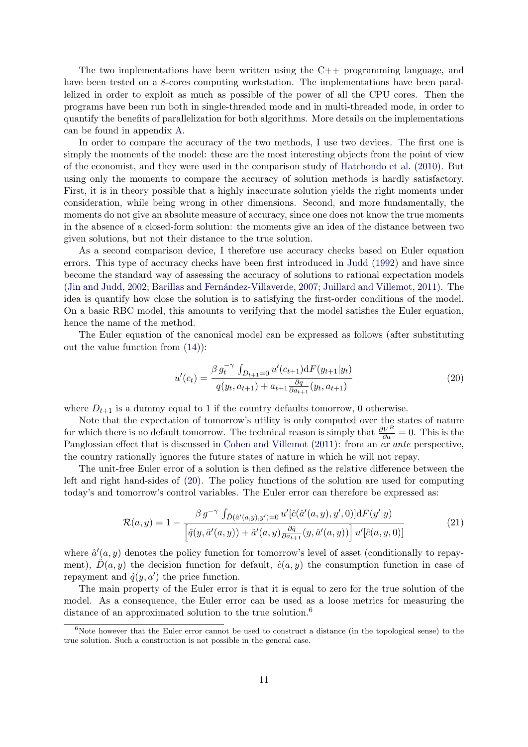The two implementations have been written using the C++ programming language, and have been tested on a 8-cores computing workstation. The implementations have been parallelized in order to exploit as much as possible of the power of all the CPU cores. Then the programs have been run both in single-threaded mode and in multi-threaded mode, in order to quantify the benefits of parallelization for both algorithms. More details on the implementations can be found in appendix A.

In order to compare the accuracy of the two methods, I use two devices. The first one is simply the moments of the model: these are the most interesting objects from the point of view of the economist, and they were used in the comparison study of Hatchondo et al. (2010). But using only the moments to compare the accuracy of solution methods is hardly satisfactory. First, it is in theory possible that a highly inaccurate solution yields the right moments under consideration, while being wrong in other dimensions. Second, and more fundamentally, the moments do not give an absolute measure of accuracy, since one does not know the true moments in the absence of a closed-form solution: the moments give an idea of the distance between two given solutions, but not their distance to the true solution.

As a second comparison device, I therefore use accuracy checks based on Euler equation errors. This type of accuracy checks have been first introduced in Judd (1992) and have since become the standard way of assessing the accuracy of solutions to rational expectation models (Jin and Judd, 2002; Barillas and Fernández-Villaverde, 2007; Juillard and Villemot, 2011). The idea is quantify how close the solution is to satisfying the first-order conditions of the model. On a basic RBC model, this amounts to verifying that the model satisfies the Euler equation, hence the name of the method.

The Euler equation of the canonical model can be expressed as follows (after substituting out the value function from (14)):

$$u'(c_t) = \frac{\beta\, g_t^{-\gamma} \int_{D_{t+1}=0} u'(c_{t+1}) \mathrm{d}F(y_{t+1}|y_t)}{q(y_t, a_{t+1}) + a_{t+1} \frac{\partial q}{\partial a_{t+1}}(y_t, a_{t+1})} \tag{20}$$

where $D_{t+1}$ is a dummy equal to 1 if the country defaults tomorrow, 0 otherwise.

Note that the expectation of tomorrow's utility is only computed over the states of nature for which there is no default tomorrow. The technical reason is simply that $\frac{\partial V^B}{\partial a} = 0$. This is the Panglossian effect that is discussed in Cohen and Villemot (2011): from an *ex ante* perspective, the country rationally ignores the future states of nature in which he will not repay.

The unit-free Euler error of a solution is then defined as the relative difference between the left and right hand-sides of (20). The policy functions of the solution are used for computing today's and tomorrow's control variables. The Euler error can therefore be expressed as:

$$\mathcal{R}(a, y) = 1 - \frac{\beta\, g^{-\gamma} \int_{\hat{D}(\hat{a}'(a,y), y')=0} u'[\hat{c}(\hat{a}'(a, y), y', 0)] \mathrm{d}F(y'|y)}{\left[\hat{q}(y, \hat{a}'(a, y)) + \hat{a}'(a, y) \frac{\partial \hat{q}}{\partial a_{t+1}}(y, \hat{a}'(a, y))\right] u'[\hat{c}(a, y, 0)]} \tag{21}$$

where $\hat{a}'(a, y)$ denotes the policy function for tomorrow's level of asset (conditionally to repayment), $\hat{D}(a, y)$ the decision function for default, $\hat{c}(a, y)$ the consumption function in case of repayment and $\hat{q}(y, a')$ the price function.

The main property of the Euler error is that it is equal to zero for the true solution of the model. As a consequence, the Euler error can be used as a loose metrics for measuring the distance of an approximated solution to the true solution.[6]

[6] Note however that the Euler error cannot be used to construct a distance (in the topological sense) to the true solution. Such a construction is not possible in the general case.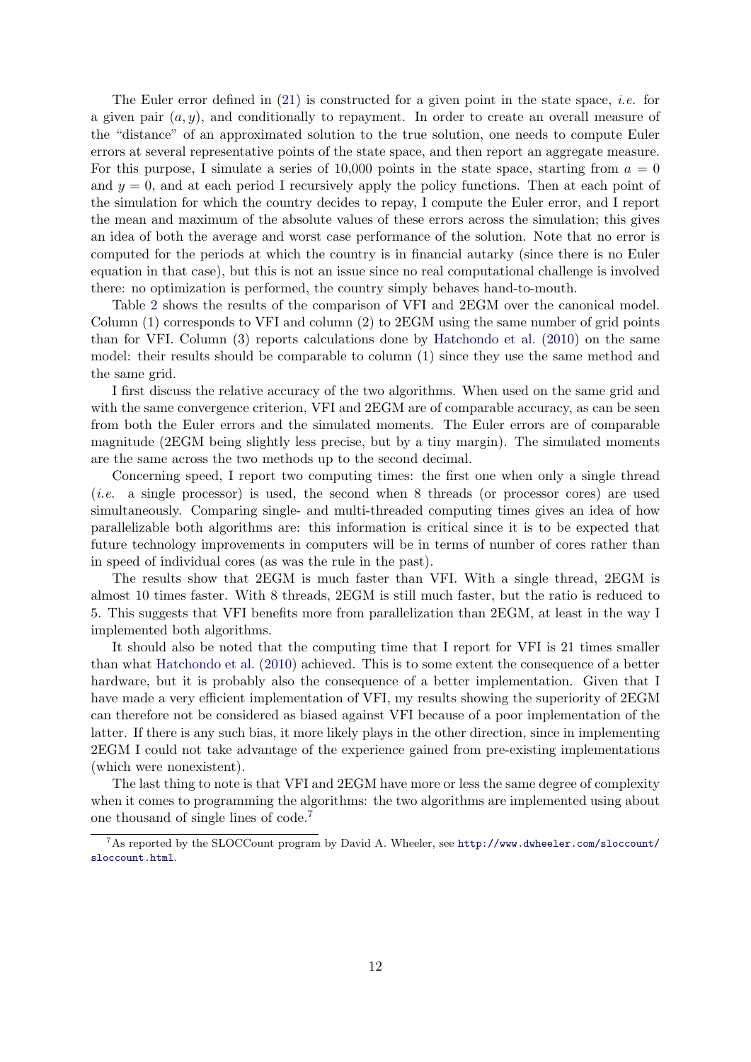The Euler error defined in (21) is constructed for a given point in the state space, *i.e.* for a given pair $(a, y)$, and conditionally to repayment. In order to create an overall measure of the "distance" of an approximated solution to the true solution, one needs to compute Euler errors at several representative points of the state space, and then report an aggregate measure. For this purpose, I simulate a series of 10,000 points in the state space, starting from $a = 0$ and $y = 0$, and at each period I recursively apply the policy functions. Then at each point of the simulation for which the country decides to repay, I compute the Euler error, and I report the mean and maximum of the absolute values of these errors across the simulation; this gives an idea of both the average and worst case performance of the solution. Note that no error is computed for the periods at which the country is in financial autarky (since there is no Euler equation in that case), but this is not an issue since no real computational challenge is involved there: no optimization is performed, the country simply behaves hand-to-mouth.

Table 2 shows the results of the comparison of VFI and 2EGM over the canonical model. Column (1) corresponds to VFI and column (2) to 2EGM using the same number of grid points than for VFI. Column (3) reports calculations done by Hatchondo et al. (2010) on the same model: their results should be comparable to column (1) since they use the same method and the same grid.

I first discuss the relative accuracy of the two algorithms. When used on the same grid and with the same convergence criterion, VFI and 2EGM are of comparable accuracy, as can be seen from both the Euler errors and the simulated moments. The Euler errors are of comparable magnitude (2EGM being slightly less precise, but by a tiny margin). The simulated moments are the same across the two methods up to the second decimal.

Concerning speed, I report two computing times: the first one when only a single thread (*i.e.* a single processor) is used, the second when 8 threads (or processor cores) are used simultaneously. Comparing single- and multi-threaded computing times gives an idea of how parallelizable both algorithms are: this information is critical since it is to be expected that future technology improvements in computers will be in terms of number of cores rather than in speed of individual cores (as was the rule in the past).

The results show that 2EGM is much faster than VFI. With a single thread, 2EGM is almost 10 times faster. With 8 threads, 2EGM is still much faster, but the ratio is reduced to 5. This suggests that VFI benefits more from parallelization than 2EGM, at least in the way I implemented both algorithms.

It should also be noted that the computing time that I report for VFI is 21 times smaller than what Hatchondo et al. (2010) achieved. This is to some extent the consequence of a better hardware, but it is probably also the consequence of a better implementation. Given that I have made a very efficient implementation of VFI, my results showing the superiority of 2EGM can therefore not be considered as biased against VFI because of a poor implementation of the latter. If there is any such bias, it more likely plays in the other direction, since in implementing 2EGM I could not take advantage of the experience gained from pre-existing implementations (which were nonexistent).

The last thing to note is that VFI and 2EGM have more or less the same degree of complexity when it comes to programming the algorithms: the two algorithms are implemented using about one thousand of single lines of code.[7]

[7] As reported by the SLOCCount program by David A. Wheeler, see http://www.dwheeler.com/sloccount/sloccount.html.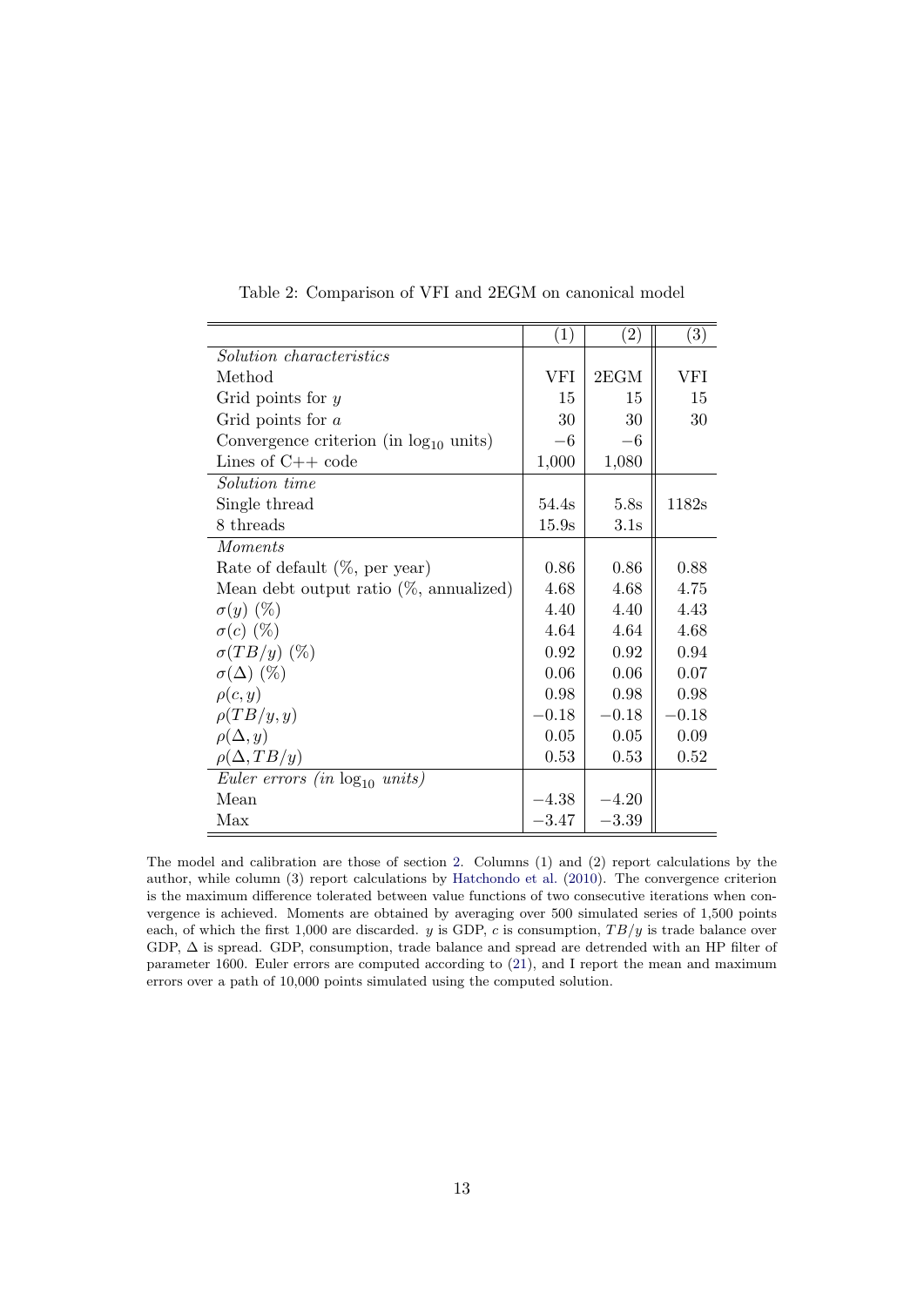Table 2: Comparison of VFI and 2EGM on canonical model

| | (1) | (2) | (3) |
|---|---|---|---|
| *Solution characteristics* | | | |
| Method | VFI | 2EGM | VFI |
| Grid points for $y$ | 15 | 15 | 15 |
| Grid points for $a$ | 30 | 30 | 30 |
| Convergence criterion (in $\log_{10}$ units) | $-6$ | $-6$ | |
| Lines of C++ code | 1,000 | 1,080 | |
| *Solution time* | | | |
| Single thread | 54.4s | 5.8s | 1182s |
| 8 threads | 15.9s | 3.1s | |
| *Moments* | | | |
| Rate of default (%, per year) | 0.86 | 0.86 | 0.88 |
| Mean debt output ratio (%, annualized) | 4.68 | 4.68 | 4.75 |
| $\sigma(y)$ (%) | 4.40 | 4.40 | 4.43 |
| $\sigma(c)$ (%) | 4.64 | 4.64 | 4.68 |
| $\sigma(TB/y)$ (%) | 0.92 | 0.92 | 0.94 |
| $\sigma(\Delta)$ (%) | 0.06 | 0.06 | 0.07 |
| $\rho(c, y)$ | 0.98 | 0.98 | 0.98 |
| $\rho(TB/y, y)$ | $-0.18$ | $-0.18$ | $-0.18$ |
| $\rho(\Delta, y)$ | 0.05 | 0.05 | 0.09 |
| $\rho(\Delta, TB/y)$ | 0.53 | 0.53 | 0.52 |
| *Euler errors (in $\log_{10}$ units)* | | | |
| Mean | $-4.38$ | $-4.20$ | |
| Max | $-3.47$ | $-3.39$ | |

The model and calibration are those of section 2. Columns (1) and (2) report calculations by the author, while column (3) report calculations by Hatchondo et al. (2010). The convergence criterion is the maximum difference tolerated between value functions of two consecutive iterations when convergence is achieved. Moments are obtained by averaging over 500 simulated series of 1,500 points each, of which the first 1,000 are discarded. $y$ is GDP, $c$ is consumption, $TB/y$ is trade balance over GDP, $\Delta$ is spread. GDP, consumption, trade balance and spread are detrended with an HP filter of parameter 1600. Euler errors are computed according to (21), and I report the mean and maximum errors over a path of 10,000 points simulated using the computed solution.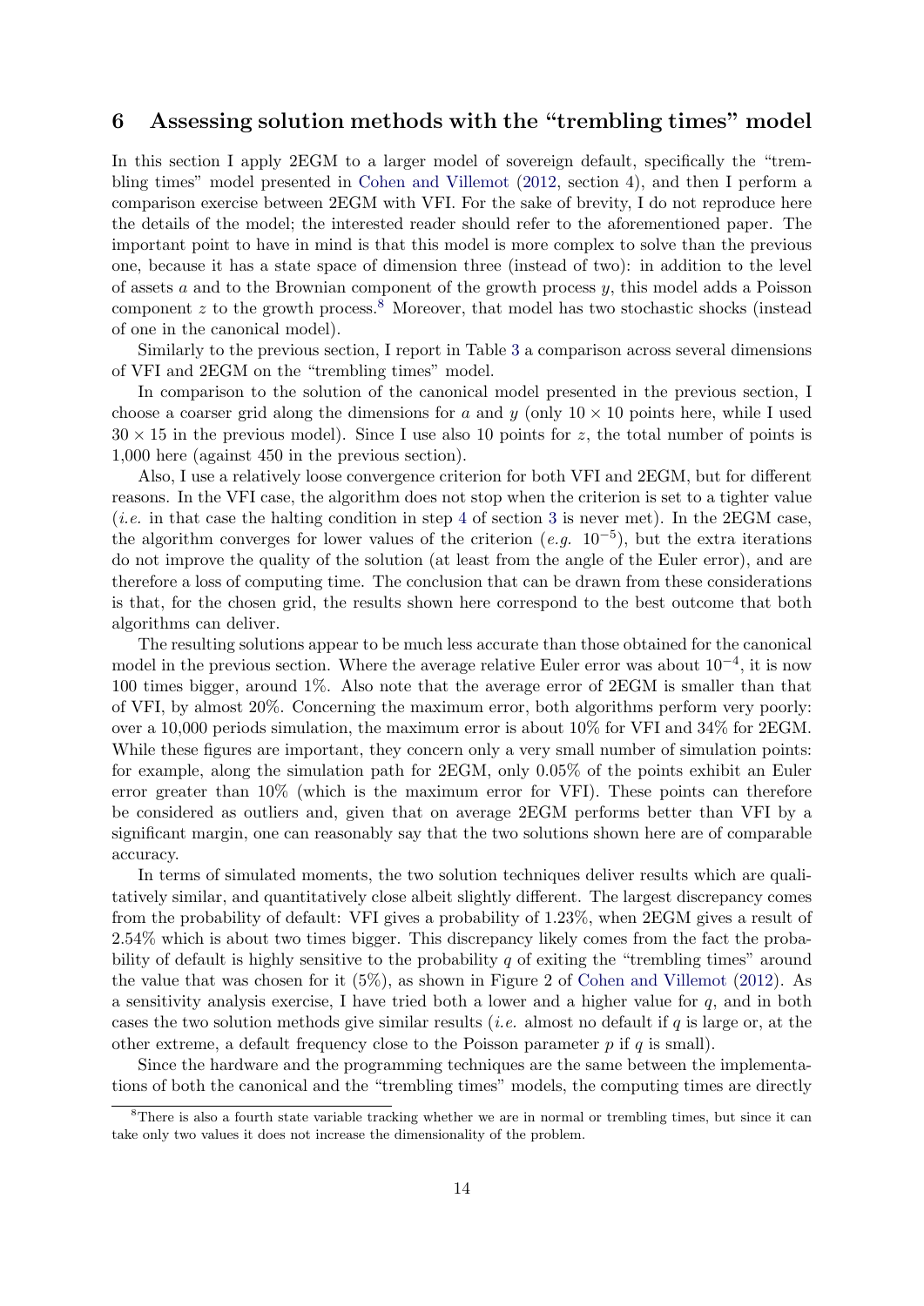## 6 Assessing solution methods with the "trembling times" model

In this section I apply 2EGM to a larger model of sovereign default, specifically the "trembling times" model presented in Cohen and Villemot (2012, section 4), and then I perform a comparison exercise between 2EGM with VFI. For the sake of brevity, I do not reproduce here the details of the model; the interested reader should refer to the aforementioned paper. The important point to have in mind is that this model is more complex to solve than the previous one, because it has a state space of dimension three (instead of two): in addition to the level of assets $a$ and to the Brownian component of the growth process $y$, this model adds a Poisson component $z$ to the growth process.[8] Moreover, that model has two stochastic shocks (instead of one in the canonical model).

Similarly to the previous section, I report in Table 3 a comparison across several dimensions of VFI and 2EGM on the "trembling times" model.

In comparison to the solution of the canonical model presented in the previous section, I choose a coarser grid along the dimensions for $a$ and $y$ (only $10 \times 10$ points here, while I used $30 \times 15$ in the previous model). Since I use also 10 points for $z$, the total number of points is 1,000 here (against 450 in the previous section).

Also, I use a relatively loose convergence criterion for both VFI and 2EGM, but for different reasons. In the VFI case, the algorithm does not stop when the criterion is set to a tighter value (*i.e.* in that case the halting condition in step 4 of section 3 is never met). In the 2EGM case, the algorithm converges for lower values of the criterion (*e.g.* $10^{-5}$), but the extra iterations do not improve the quality of the solution (at least from the angle of the Euler error), and are therefore a loss of computing time. The conclusion that can be drawn from these considerations is that, for the chosen grid, the results shown here correspond to the best outcome that both algorithms can deliver.

The resulting solutions appear to be much less accurate than those obtained for the canonical model in the previous section. Where the average relative Euler error was about $10^{-4}$, it is now 100 times bigger, around 1%. Also note that the average error of 2EGM is smaller than that of VFI, by almost 20%. Concerning the maximum error, both algorithms perform very poorly: over a 10,000 periods simulation, the maximum error is about 10% for VFI and 34% for 2EGM. While these figures are important, they concern only a very small number of simulation points: for example, along the simulation path for 2EGM, only 0.05% of the points exhibit an Euler error greater than 10% (which is the maximum error for VFI). These points can therefore be considered as outliers and, given that on average 2EGM performs better than VFI by a significant margin, one can reasonably say that the two solutions shown here are of comparable accuracy.

In terms of simulated moments, the two solution techniques deliver results which are qualitatively similar, and quantitatively close albeit slightly different. The largest discrepancy comes from the probability of default: VFI gives a probability of 1.23%, when 2EGM gives a result of 2.54% which is about two times bigger. This discrepancy likely comes from the fact the probability of default is highly sensitive to the probability $q$ of exiting the "trembling times" around the value that was chosen for it (5%), as shown in Figure 2 of Cohen and Villemot (2012). As a sensitivity analysis exercise, I have tried both a lower and a higher value for $q$, and in both cases the two solution methods give similar results (*i.e.* almost no default if $q$ is large or, at the other extreme, a default frequency close to the Poisson parameter $p$ if $q$ is small).

Since the hardware and the programming techniques are the same between the implementations of both the canonical and the "trembling times" models, the computing times are directly

[8] There is also a fourth state variable tracking whether we are in normal or trembling times, but since it can take only two values it does not increase the dimensionality of the problem.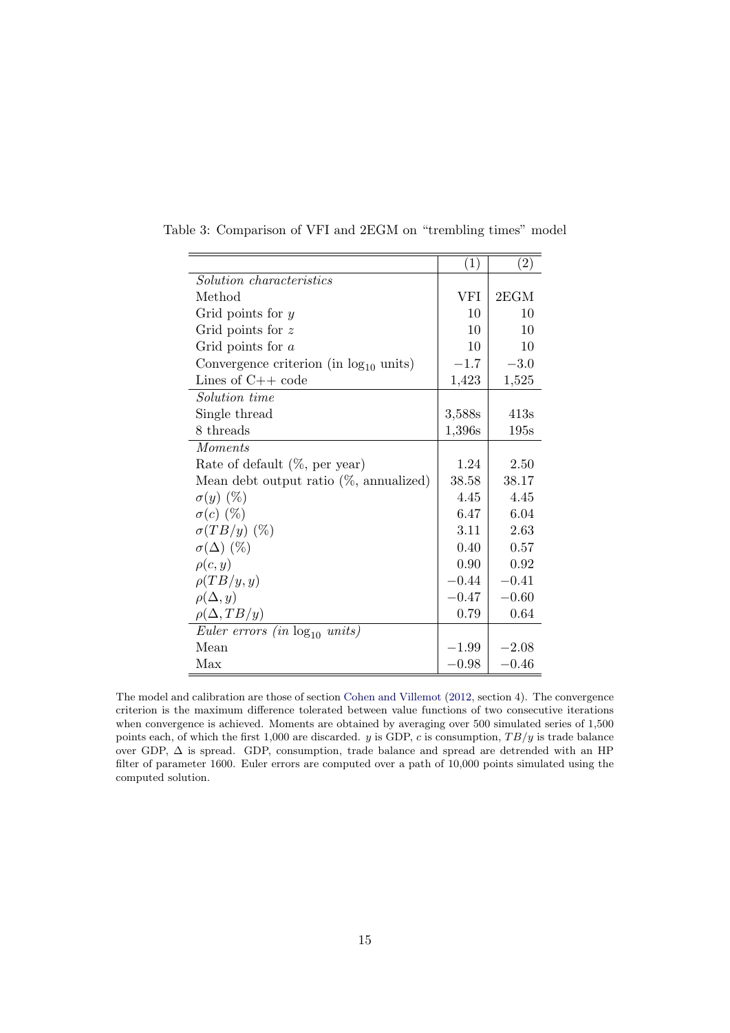Table 3: Comparison of VFI and 2EGM on "trembling times" model

| | (1) | (2) |
|---|---|---|
| *Solution characteristics* | | |
| Method | VFI | 2EGM |
| Grid points for $y$ | 10 | 10 |
| Grid points for $z$ | 10 | 10 |
| Grid points for $a$ | 10 | 10 |
| Convergence criterion (in $\log_{10}$ units) | $-1.7$ | $-3.0$ |
| Lines of C++ code | 1,423 | 1,525 |
| *Solution time* | | |
| Single thread | 3,588s | 413s |
| 8 threads | 1,396s | 195s |
| *Moments* | | |
| Rate of default (%, per year) | 1.24 | 2.50 |
| Mean debt output ratio (%, annualized) | 38.58 | 38.17 |
| $\sigma(y)$ (%) | 4.45 | 4.45 |
| $\sigma(c)$ (%) | 6.47 | 6.04 |
| $\sigma(TB/y)$ (%) | 3.11 | 2.63 |
| $\sigma(\Delta)$ (%) | 0.40 | 0.57 |
| $\rho(c, y)$ | 0.90 | 0.92 |
| $\rho(TB/y, y)$ | $-0.44$ | $-0.41$ |
| $\rho(\Delta, y)$ | $-0.47$ | $-0.60$ |
| $\rho(\Delta, TB/y)$ | 0.79 | 0.64 |
| *Euler errors (in $\log_{10}$ units)* | | |
| Mean | $-1.99$ | $-2.08$ |
| Max | $-0.98$ | $-0.46$ |

The model and calibration are those of section Cohen and Villemot (2012, section 4). The convergence criterion is the maximum difference tolerated between value functions of two consecutive iterations when convergence is achieved. Moments are obtained by averaging over 500 simulated series of 1,500 points each, of which the first 1,000 are discarded. $y$ is GDP, $c$ is consumption, $TB/y$ is trade balance over GDP, $\Delta$ is spread. GDP, consumption, trade balance and spread are detrended with an HP filter of parameter 1600. Euler errors are computed over a path of 10,000 points simulated using the computed solution.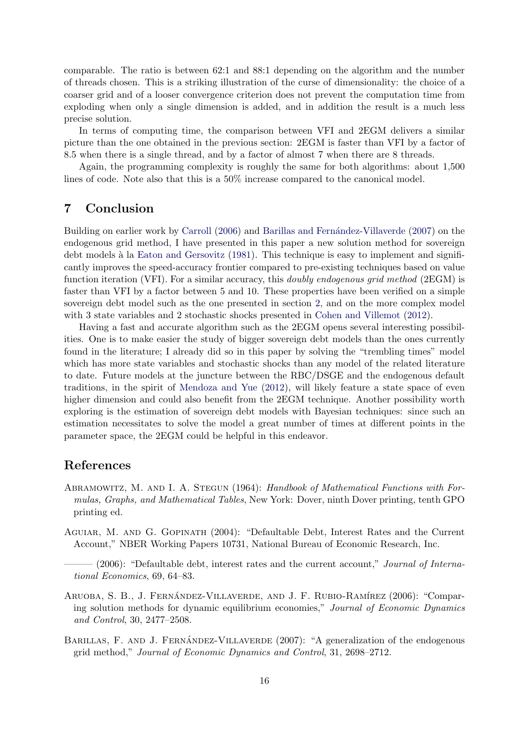comparable. The ratio is between 62:1 and 88:1 depending on the algorithm and the number of threads chosen. This is a striking illustration of the curse of dimensionality: the choice of a coarser grid and of a looser convergence criterion does not prevent the computation time from exploding when only a single dimension is added, and in addition the result is a much less precise solution.

In terms of computing time, the comparison between VFI and 2EGM delivers a similar picture than the one obtained in the previous section: 2EGM is faster than VFI by a factor of 8.5 when there is a single thread, and by a factor of almost 7 when there are 8 threads.

Again, the programming complexity is roughly the same for both algorithms: about 1,500 lines of code. Note also that this is a 50% increase compared to the canonical model.

## 7 Conclusion

Building on earlier work by Carroll (2006) and Barillas and Fernández-Villaverde (2007) on the endogenous grid method, I have presented in this paper a new solution method for sovereign debt models à la Eaton and Gersovitz (1981). This technique is easy to implement and significantly improves the speed-accuracy frontier compared to pre-existing techniques based on value function iteration (VFI). For a similar accuracy, this *doubly endogenous grid method* (2EGM) is faster than VFI by a factor between 5 and 10. These properties have been verified on a simple sovereign debt model such as the one presented in section 2, and on the more complex model with 3 state variables and 2 stochastic shocks presented in Cohen and Villemot (2012).

Having a fast and accurate algorithm such as the 2EGM opens several interesting possibilities. One is to make easier the study of bigger sovereign debt models than the ones currently found in the literature; I already did so in this paper by solving the "trembling times" model which has more state variables and stochastic shocks than any model of the related literature to date. Future models at the juncture between the RBC/DSGE and the endogenous default traditions, in the spirit of Mendoza and Yue (2012), will likely feature a state space of even higher dimension and could also benefit from the 2EGM technique. Another possibility worth exploring is the estimation of sovereign debt models with Bayesian techniques: since such an estimation necessitates to solve the model a great number of times at different points in the parameter space, the 2EGM could be helpful in this endeavor.

## References

Abramowitz, M. and I. A. Stegun (1964): *Handbook of Mathematical Functions with Formulas, Graphs, and Mathematical Tables*, New York: Dover, ninth Dover printing, tenth GPO printing ed.

Aguiar, M. and G. Gopinath (2004): "Defaultable Debt, Interest Rates and the Current Account," NBER Working Papers 10731, National Bureau of Economic Research, Inc.

——— (2006): "Defaultable debt, interest rates and the current account," *Journal of International Economics*, 69, 64–83.

Aruoba, S. B., J. Fernández-Villaverde, and J. F. Rubio-Ramírez (2006): "Comparing solution methods for dynamic equilibrium economies," *Journal of Economic Dynamics and Control*, 30, 2477–2508.

Barillas, F. and J. Fernández-Villaverde (2007): "A generalization of the endogenous grid method," *Journal of Economic Dynamics and Control*, 31, 2698–2712.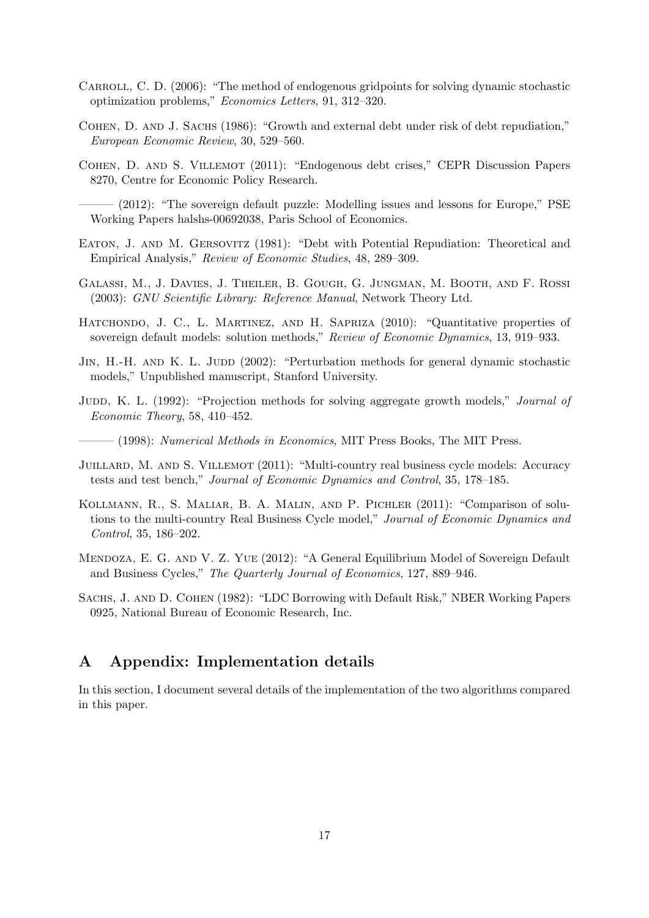Carroll, C. D. (2006): "The method of endogenous gridpoints for solving dynamic stochastic optimization problems," *Economics Letters*, 91, 312–320.

Cohen, D. and J. Sachs (1986): "Growth and external debt under risk of debt repudiation," *European Economic Review*, 30, 529–560.

Cohen, D. and S. Villemot (2011): "Endogenous debt crises," CEPR Discussion Papers 8270, Centre for Economic Policy Research.

——— (2012): "The sovereign default puzzle: Modelling issues and lessons for Europe," PSE Working Papers halshs-00692038, Paris School of Economics.

Eaton, J. and M. Gersovitz (1981): "Debt with Potential Repudiation: Theoretical and Empirical Analysis," *Review of Economic Studies*, 48, 289–309.

Galassi, M., J. Davies, J. Theiler, B. Gough, G. Jungman, M. Booth, and F. Rossi (2003): *GNU Scientific Library: Reference Manual*, Network Theory Ltd.

Hatchondo, J. C., L. Martinez, and H. Sapriza (2010): "Quantitative properties of sovereign default models: solution methods," *Review of Economic Dynamics*, 13, 919–933.

Jin, H.-H. and K. L. Judd (2002): "Perturbation methods for general dynamic stochastic models," Unpublished manuscript, Stanford University.

Judd, K. L. (1992): "Projection methods for solving aggregate growth models," *Journal of Economic Theory*, 58, 410–452.

——— (1998): *Numerical Methods in Economics*, MIT Press Books, The MIT Press.

Juillard, M. and S. Villemot (2011): "Multi-country real business cycle models: Accuracy tests and test bench," *Journal of Economic Dynamics and Control*, 35, 178–185.

Kollmann, R., S. Maliar, B. A. Malin, and P. Pichler (2011): "Comparison of solutions to the multi-country Real Business Cycle model," *Journal of Economic Dynamics and Control*, 35, 186–202.

Mendoza, E. G. and V. Z. Yue (2012): "A General Equilibrium Model of Sovereign Default and Business Cycles," *The Quarterly Journal of Economics*, 127, 889–946.

Sachs, J. and D. Cohen (1982): "LDC Borrowing with Default Risk," NBER Working Papers 0925, National Bureau of Economic Research, Inc.

# A Appendix: Implementation details

In this section, I document several details of the implementation of the two algorithms compared in this paper.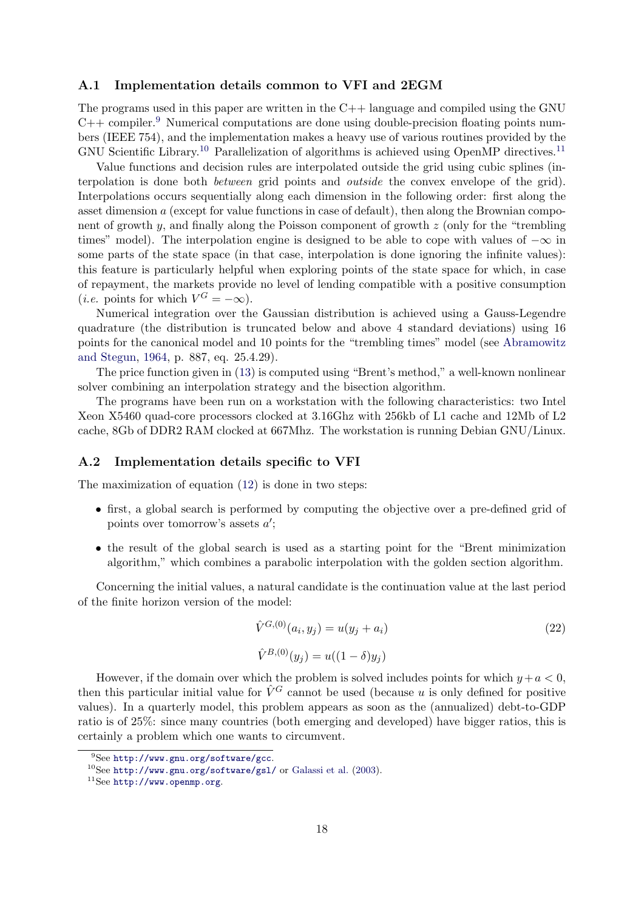### A.1 Implementation details common to VFI and 2EGM

The programs used in this paper are written in the C++ language and compiled using the GNU C++ compiler.[9] Numerical computations are done using double-precision floating points numbers (IEEE 754), and the implementation makes a heavy use of various routines provided by the GNU Scientific Library.[10] Parallelization of algorithms is achieved using OpenMP directives.[11]

Value functions and decision rules are interpolated outside the grid using cubic splines (interpolation is done both *between* grid points and *outside* the convex envelope of the grid). Interpolations occurs sequentially along each dimension in the following order: first along the asset dimension $a$ (except for value functions in case of default), then along the Brownian component of growth $y$, and finally along the Poisson component of growth $z$ (only for the "trembling times" model). The interpolation engine is designed to be able to cope with values of $-\infty$ in some parts of the state space (in that case, interpolation is done ignoring the infinite values): this feature is particularly helpful when exploring points of the state space for which, in case of repayment, the markets provide no level of lending compatible with a positive consumption (*i.e.* points for which $V^G = -\infty$).

Numerical integration over the Gaussian distribution is achieved using a Gauss-Legendre quadrature (the distribution is truncated below and above 4 standard deviations) using 16 points for the canonical model and 10 points for the "trembling times" model (see Abramowitz and Stegun, 1964, p. 887, eq. 25.4.29).

The price function given in (13) is computed using "Brent's method," a well-known nonlinear solver combining an interpolation strategy and the bisection algorithm.

The programs have been run on a workstation with the following characteristics: two Intel Xeon X5460 quad-core processors clocked at 3.16Ghz with 256kb of L1 cache and 12Mb of L2 cache, 8Gb of DDR2 RAM clocked at 667Mhz. The workstation is running Debian GNU/Linux.

### A.2 Implementation details specific to VFI

The maximization of equation (12) is done in two steps:

- first, a global search is performed by computing the objective over a pre-defined grid of points over tomorrow's assets $a'$;
- the result of the global search is used as a starting point for the "Brent minimization algorithm," which combines a parabolic interpolation with the golden section algorithm.

Concerning the initial values, a natural candidate is the continuation value at the last period of the finite horizon version of the model:

$$\hat{V}^{G,(0)}(a_i, y_j) = u(y_j + a_i) \tag{22}$$

$$\hat{V}^{B,(0)}(y_j) = u((1-\delta)y_j)$$

However, if the domain over which the problem is solved includes points for which $y + a < 0$, then this particular initial value for $\hat{V}^G$ cannot be used (because $u$ is only defined for positive values). In a quarterly model, this problem appears as soon as the (annualized) debt-to-GDP ratio is of 25%: since many countries (both emerging and developed) have bigger ratios, this is certainly a problem which one wants to circumvent.

---

[9] See http://www.gnu.org/software/gcc.

[10] See http://www.gnu.org/software/gsl/ or Galassi et al. (2003).

[11] See http://www.openmp.org.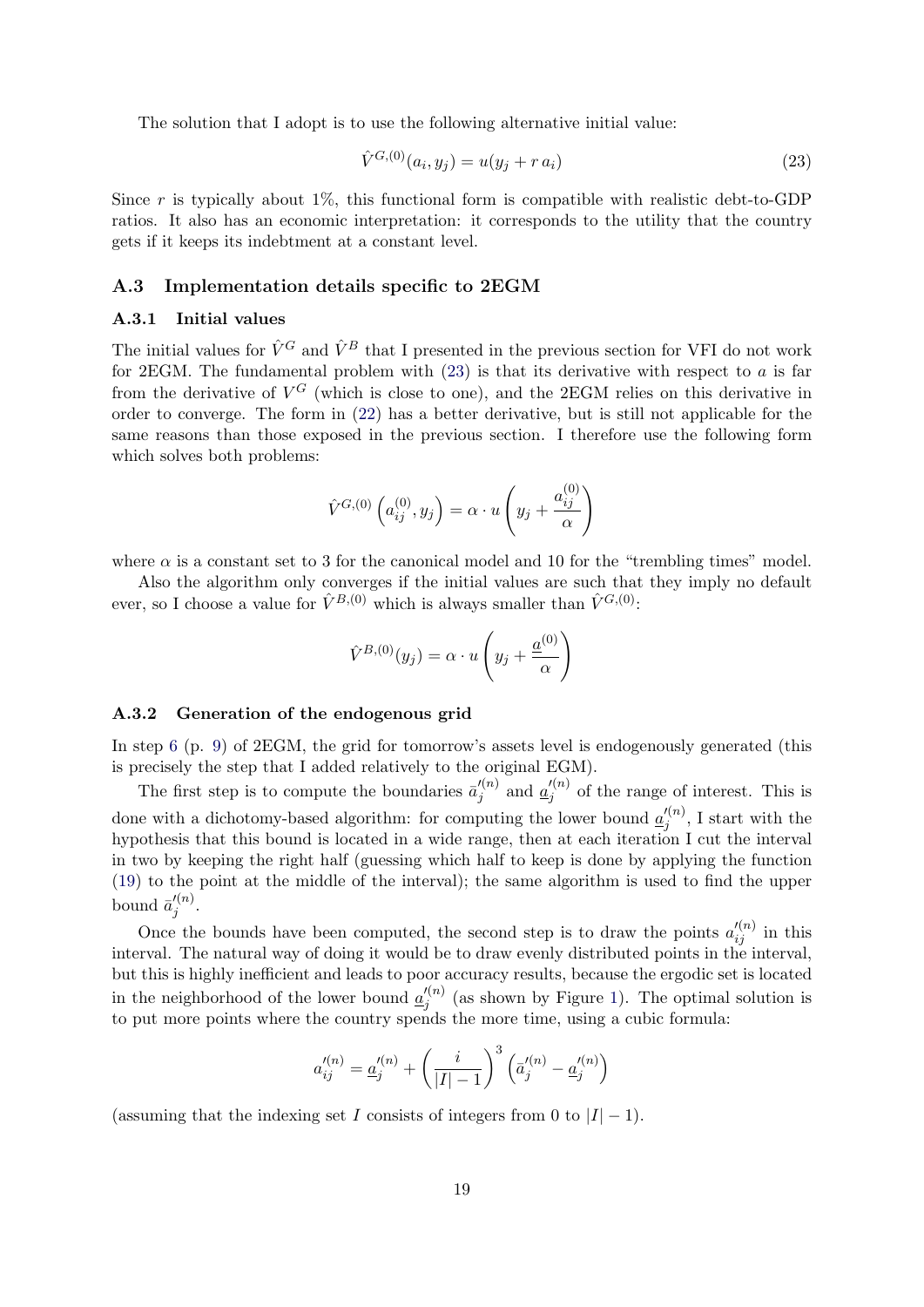The solution that I adopt is to use the following alternative initial value:

$$\hat{V}^{G,(0)}(a_i, y_j) = u(y_j + r\, a_i) \tag{23}$$

Since $r$ is typically about 1%, this functional form is compatible with realistic debt-to-GDP ratios. It also has an economic interpretation: it corresponds to the utility that the country gets if it keeps its indebtment at a constant level.

## A.3 Implementation details specific to 2EGM

### A.3.1 Initial values

The initial values for $\hat{V}^G$ and $\hat{V}^B$ that I presented in the previous section for VFI do not work for 2EGM. The fundamental problem with (23) is that its derivative with respect to $a$ is far from the derivative of $V^G$ (which is close to one), and the 2EGM relies on this derivative in order to converge. The form in (22) has a better derivative, but is still not applicable for the same reasons than those exposed in the previous section. I therefore use the following form which solves both problems:

$$\hat{V}^{G,(0)}\left(a_{ij}^{(0)}, y_j\right) = \alpha \cdot u\left(y_j + \frac{a_{ij}^{(0)}}{\alpha}\right)$$

where $\alpha$ is a constant set to 3 for the canonical model and 10 for the "trembling times" model.

Also the algorithm only converges if the initial values are such that they imply no default ever, so I choose a value for $\hat{V}^{B,(0)}$ which is always smaller than $\hat{V}^{G,(0)}$:

$$\hat{V}^{B,(0)}(y_j) = \alpha \cdot u\left(y_j + \frac{\underline{a}^{(0)}}{\alpha}\right)$$

### A.3.2 Generation of the endogenous grid

In step 6 (p. 9) of 2EGM, the grid for tomorrow's assets level is endogenously generated (this is precisely the step that I added relatively to the original EGM).

The first step is to compute the boundaries $\bar{a}_j'^{(n)}$ and $\underline{a}_j'^{(n)}$ of the range of interest. This is done with a dichotomy-based algorithm: for computing the lower bound $\underline{a}_j'^{(n)}$, I start with the hypothesis that this bound is located in a wide range, then at each iteration I cut the interval in two by keeping the right half (guessing which half to keep is done by applying the function (19) to the point at the middle of the interval); the same algorithm is used to find the upper bound $\bar{a}_j'^{(n)}$.

Once the bounds have been computed, the second step is to draw the points $a_{ij}'^{(n)}$ in this interval. The natural way of doing it would be to draw evenly distributed points in the interval, but this is highly inefficient and leads to poor accuracy results, because the ergodic set is located in the neighborhood of the lower bound $\underline{a}_j'^{(n)}$ (as shown by Figure 1). The optimal solution is to put more points where the country spends the more time, using a cubic formula:

$$a_{ij}'^{(n)} = \underline{a}_j'^{(n)} + \left(\frac{i}{|I|-1}\right)^3 \left(\bar{a}_j'^{(n)} - \underline{a}_j'^{(n)}\right)$$

(assuming that the indexing set $I$ consists of integers from 0 to $|I|-1$).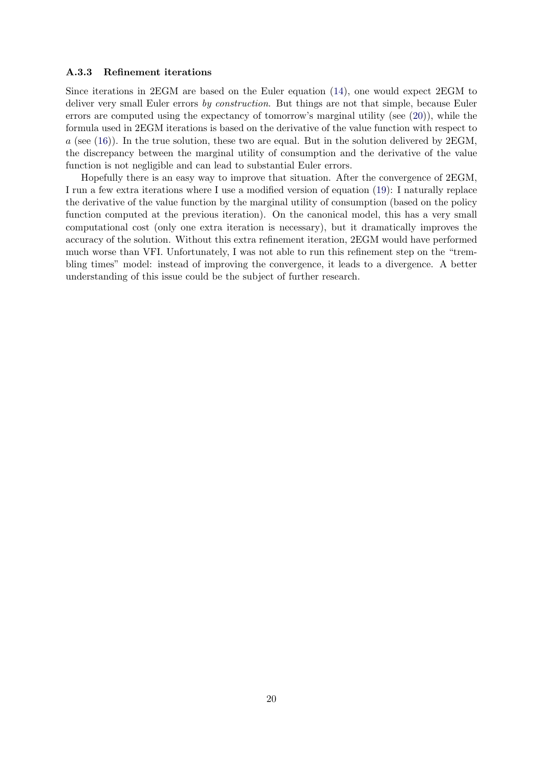#### A.3.3 Refinement iterations

Since iterations in 2EGM are based on the Euler equation (14), one would expect 2EGM to deliver very small Euler errors *by construction*. But things are not that simple, because Euler errors are computed using the expectancy of tomorrow's marginal utility (see (20)), while the formula used in 2EGM iterations is based on the derivative of the value function with respect to $a$ (see (16)). In the true solution, these two are equal. But in the solution delivered by 2EGM, the discrepancy between the marginal utility of consumption and the derivative of the value function is not negligible and can lead to substantial Euler errors.

Hopefully there is an easy way to improve that situation. After the convergence of 2EGM, I run a few extra iterations where I use a modified version of equation (19): I naturally replace the derivative of the value function by the marginal utility of consumption (based on the policy function computed at the previous iteration). On the canonical model, this has a very small computational cost (only one extra iteration is necessary), but it dramatically improves the accuracy of the solution. Without this extra refinement iteration, 2EGM would have performed much worse than VFI. Unfortunately, I was not able to run this refinement step on the "trembling times" model: instead of improving the convergence, it leads to a divergence. A better understanding of this issue could be the subject of further research.